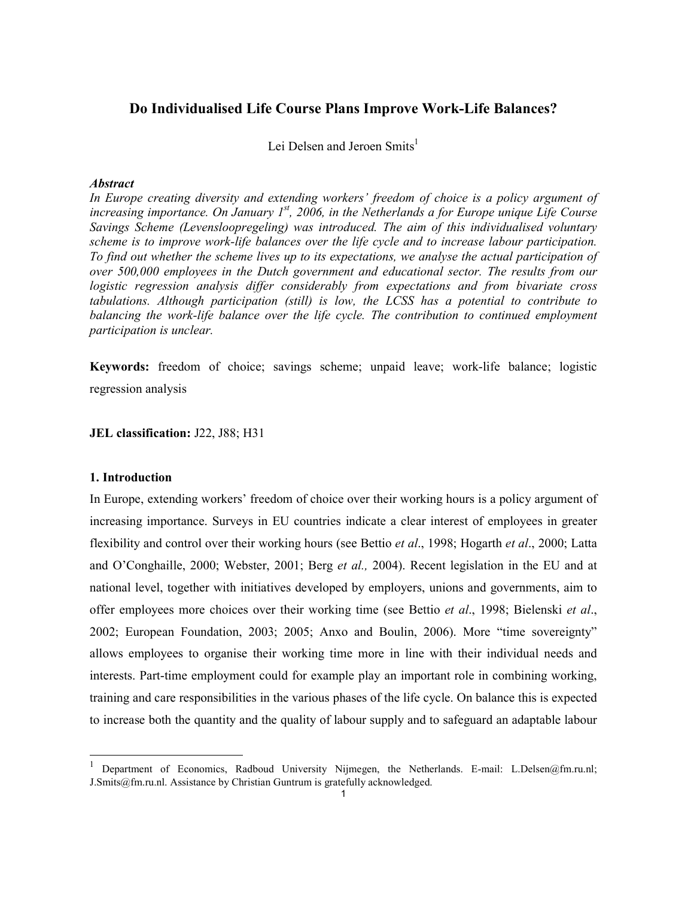# Do Individualised Life Course Plans Improve Work-Life Balances?

Lei Delsen and Jeroen Smits[1]

***Abstract***

*In Europe creating diversity and extending workers' freedom of choice is a policy argument of increasing importance. On January 1st, 2006, in the Netherlands a for Europe unique Life Course Savings Scheme (Levensloopregeling) was introduced. The aim of this individualised voluntary scheme is to improve work-life balances over the life cycle and to increase labour participation. To find out whether the scheme lives up to its expectations, we analyse the actual participation of over 500,000 employees in the Dutch government and educational sector. The results from our logistic regression analysis differ considerably from expectations and from bivariate cross tabulations. Although participation (still) is low, the LCSS has a potential to contribute to balancing the work-life balance over the life cycle. The contribution to continued employment participation is unclear.*

**Keywords:** freedom of choice; savings scheme; unpaid leave; work-life balance; logistic regression analysis

**JEL classification:** J22, J88; H31

## 1. Introduction

In Europe, extending workers' freedom of choice over their working hours is a policy argument of increasing importance. Surveys in EU countries indicate a clear interest of employees in greater flexibility and control over their working hours (see Bettio *et al*., 1998; Hogarth *et al*., 2000; Latta and O'Conghaille, 2000; Webster, 2001; Berg *et al.,* 2004). Recent legislation in the EU and at national level, together with initiatives developed by employers, unions and governments, aim to offer employees more choices over their working time (see Bettio *et al*., 1998; Bielenski *et al*., 2002; European Foundation, 2003; 2005; Anxo and Boulin, 2006). More "time sovereignty" allows employees to organise their working time more in line with their individual needs and interests. Part-time employment could for example play an important role in combining working, training and care responsibilities in the various phases of the life cycle. On balance this is expected to increase both the quantity and the quality of labour supply and to safeguard an adaptable labour

[1] Department of Economics, Radboud University Nijmegen, the Netherlands. E-mail: L.Delsen@fm.ru.nl; J.Smits@fm.ru.nl. Assistance by Christian Guntrum is gratefully acknowledged.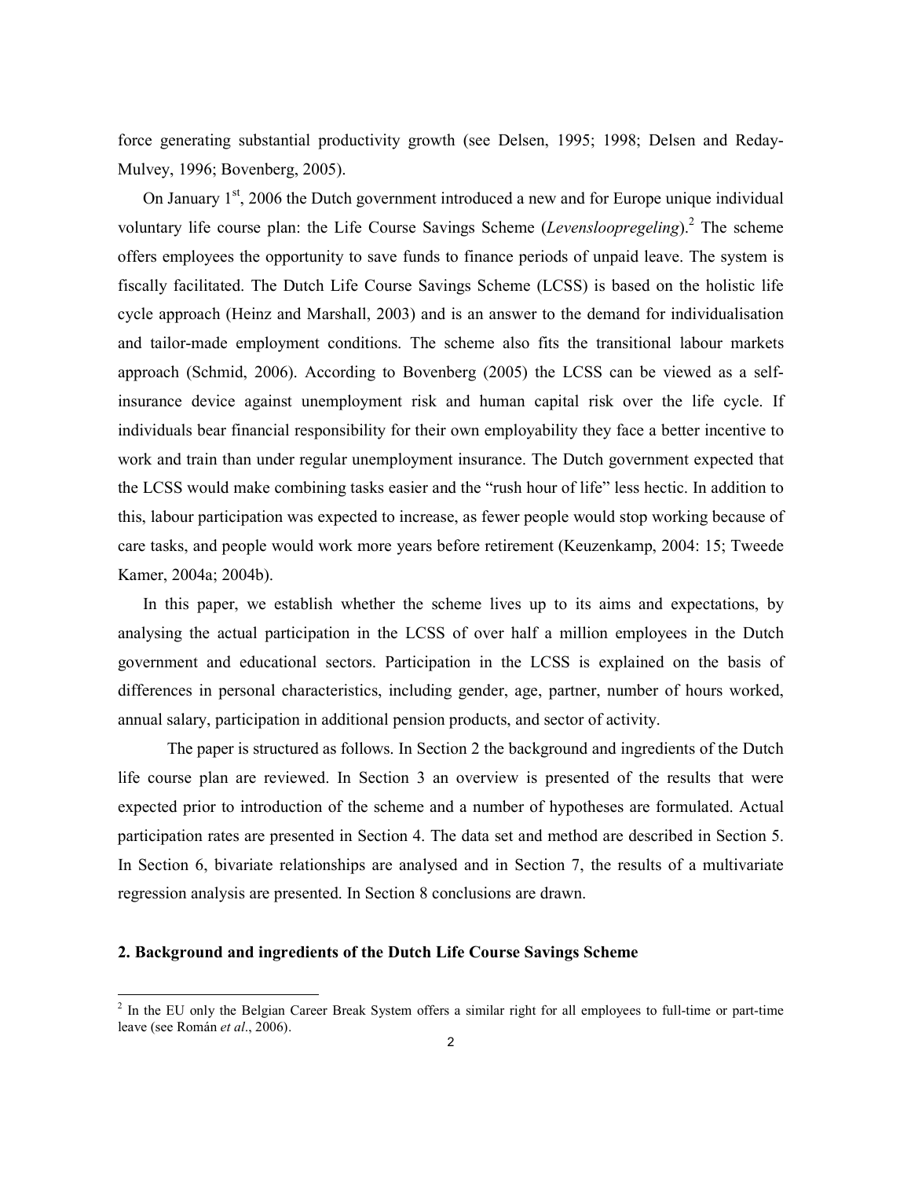force generating substantial productivity growth (see Delsen, 1995; 1998; Delsen and Reday-Mulvey, 1996; Bovenberg, 2005).

On January 1st, 2006 the Dutch government introduced a new and for Europe unique individual voluntary life course plan: the Life Course Savings Scheme (*Levensloopregeling*).[2] The scheme offers employees the opportunity to save funds to finance periods of unpaid leave. The system is fiscally facilitated. The Dutch Life Course Savings Scheme (LCSS) is based on the holistic life cycle approach (Heinz and Marshall, 2003) and is an answer to the demand for individualisation and tailor-made employment conditions. The scheme also fits the transitional labour markets approach (Schmid, 2006). According to Bovenberg (2005) the LCSS can be viewed as a self-insurance device against unemployment risk and human capital risk over the life cycle. If individuals bear financial responsibility for their own employability they face a better incentive to work and train than under regular unemployment insurance. The Dutch government expected that the LCSS would make combining tasks easier and the "rush hour of life" less hectic. In addition to this, labour participation was expected to increase, as fewer people would stop working because of care tasks, and people would work more years before retirement (Keuzenkamp, 2004: 15; Tweede Kamer, 2004a; 2004b).

In this paper, we establish whether the scheme lives up to its aims and expectations, by analysing the actual participation in the LCSS of over half a million employees in the Dutch government and educational sectors. Participation in the LCSS is explained on the basis of differences in personal characteristics, including gender, age, partner, number of hours worked, annual salary, participation in additional pension products, and sector of activity.

The paper is structured as follows. In Section 2 the background and ingredients of the Dutch life course plan are reviewed. In Section 3 an overview is presented of the results that were expected prior to introduction of the scheme and a number of hypotheses are formulated. Actual participation rates are presented in Section 4. The data set and method are described in Section 5. In Section 6, bivariate relationships are analysed and in Section 7, the results of a multivariate regression analysis are presented. In Section 8 conclusions are drawn.

## 2. Background and ingredients of the Dutch Life Course Savings Scheme

[2] In the EU only the Belgian Career Break System offers a similar right for all employees to full-time or part-time leave (see Román *et al*., 2006).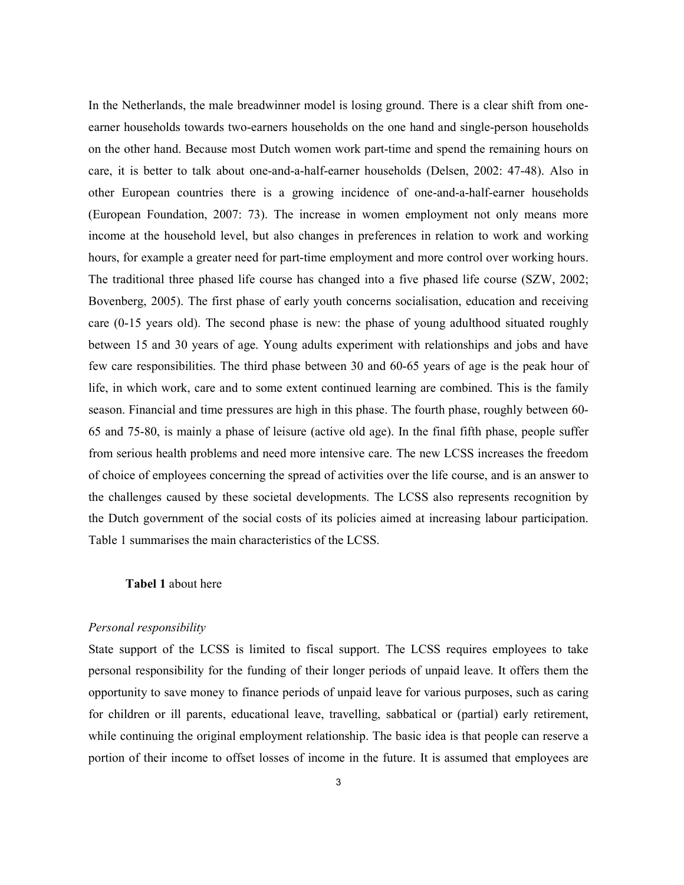In the Netherlands, the male breadwinner model is losing ground. There is a clear shift from one-earner households towards two-earners households on the one hand and single-person households on the other hand. Because most Dutch women work part-time and spend the remaining hours on care, it is better to talk about one-and-a-half-earner households (Delsen, 2002: 47-48). Also in other European countries there is a growing incidence of one-and-a-half-earner households (European Foundation, 2007: 73). The increase in women employment not only means more income at the household level, but also changes in preferences in relation to work and working hours, for example a greater need for part-time employment and more control over working hours. The traditional three phased life course has changed into a five phased life course (SZW, 2002; Bovenberg, 2005). The first phase of early youth concerns socialisation, education and receiving care (0-15 years old). The second phase is new: the phase of young adulthood situated roughly between 15 and 30 years of age. Young adults experiment with relationships and jobs and have few care responsibilities. The third phase between 30 and 60-65 years of age is the peak hour of life, in which work, care and to some extent continued learning are combined. This is the family season. Financial and time pressures are high in this phase. The fourth phase, roughly between 60-65 and 75-80, is mainly a phase of leisure (active old age). In the final fifth phase, people suffer from serious health problems and need more intensive care. The new LCSS increases the freedom of choice of employees concerning the spread of activities over the life course, and is an answer to the challenges caused by these societal developments. The LCSS also represents recognition by the Dutch government of the social costs of its policies aimed at increasing labour participation. Table 1 summarises the main characteristics of the LCSS.

**Tabel 1** about here

*Personal responsibility*

State support of the LCSS is limited to fiscal support. The LCSS requires employees to take personal responsibility for the funding of their longer periods of unpaid leave. It offers them the opportunity to save money to finance periods of unpaid leave for various purposes, such as caring for children or ill parents, educational leave, travelling, sabbatical or (partial) early retirement, while continuing the original employment relationship. The basic idea is that people can reserve a portion of their income to offset losses of income in the future. It is assumed that employees are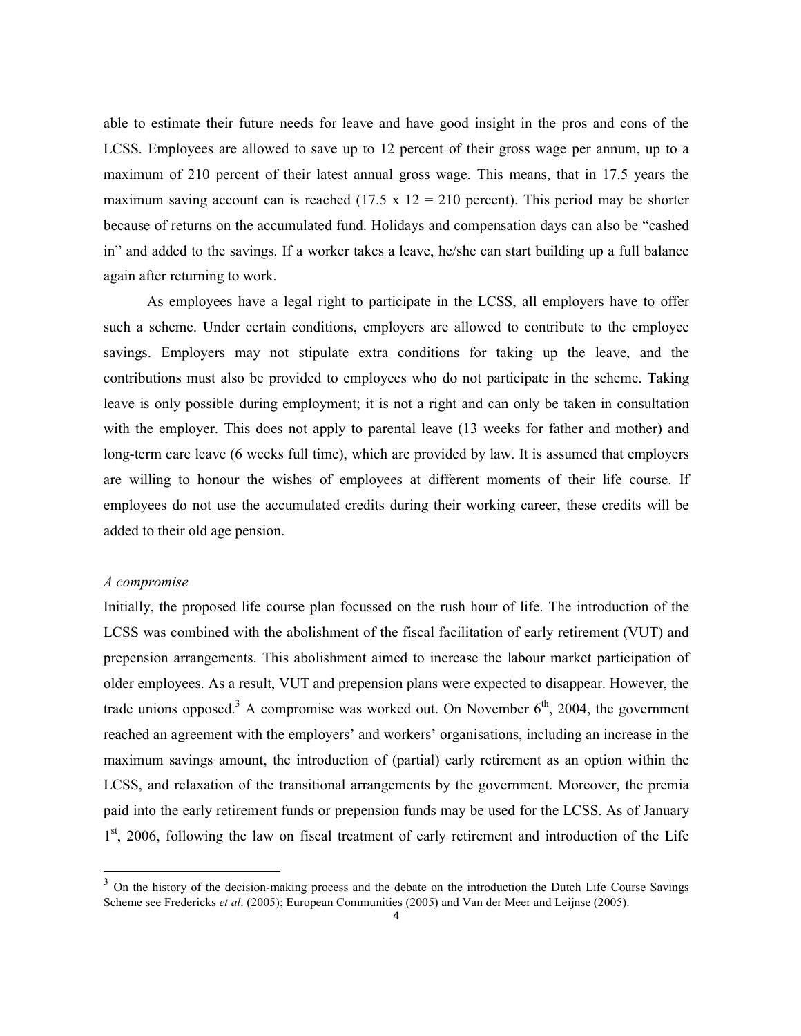able to estimate their future needs for leave and have good insight in the pros and cons of the LCSS. Employees are allowed to save up to 12 percent of their gross wage per annum, up to a maximum of 210 percent of their latest annual gross wage. This means, that in 17.5 years the maximum saving account can is reached (17.5 x 12 = 210 percent). This period may be shorter because of returns on the accumulated fund. Holidays and compensation days can also be "cashed in" and added to the savings. If a worker takes a leave, he/she can start building up a full balance again after returning to work.

As employees have a legal right to participate in the LCSS, all employers have to offer such a scheme. Under certain conditions, employers are allowed to contribute to the employee savings. Employers may not stipulate extra conditions for taking up the leave, and the contributions must also be provided to employees who do not participate in the scheme. Taking leave is only possible during employment; it is not a right and can only be taken in consultation with the employer. This does not apply to parental leave (13 weeks for father and mother) and long-term care leave (6 weeks full time), which are provided by law. It is assumed that employers are willing to honour the wishes of employees at different moments of their life course. If employees do not use the accumulated credits during their working career, these credits will be added to their old age pension.

*A compromise*

Initially, the proposed life course plan focussed on the rush hour of life. The introduction of the LCSS was combined with the abolishment of the fiscal facilitation of early retirement (VUT) and prepension arrangements. This abolishment aimed to increase the labour market participation of older employees. As a result, VUT and prepension plans were expected to disappear. However, the trade unions opposed.[3] A compromise was worked out. On November 6th, 2004, the government reached an agreement with the employers' and workers' organisations, including an increase in the maximum savings amount, the introduction of (partial) early retirement as an option within the LCSS, and relaxation of the transitional arrangements by the government. Moreover, the premia paid into the early retirement funds or prepension funds may be used for the LCSS. As of January 1st, 2006, following the law on fiscal treatment of early retirement and introduction of the Life

[3] On the history of the decision-making process and the debate on the introduction the Dutch Life Course Savings Scheme see Fredericks *et al*. (2005); European Communities (2005) and Van der Meer and Leijnse (2005).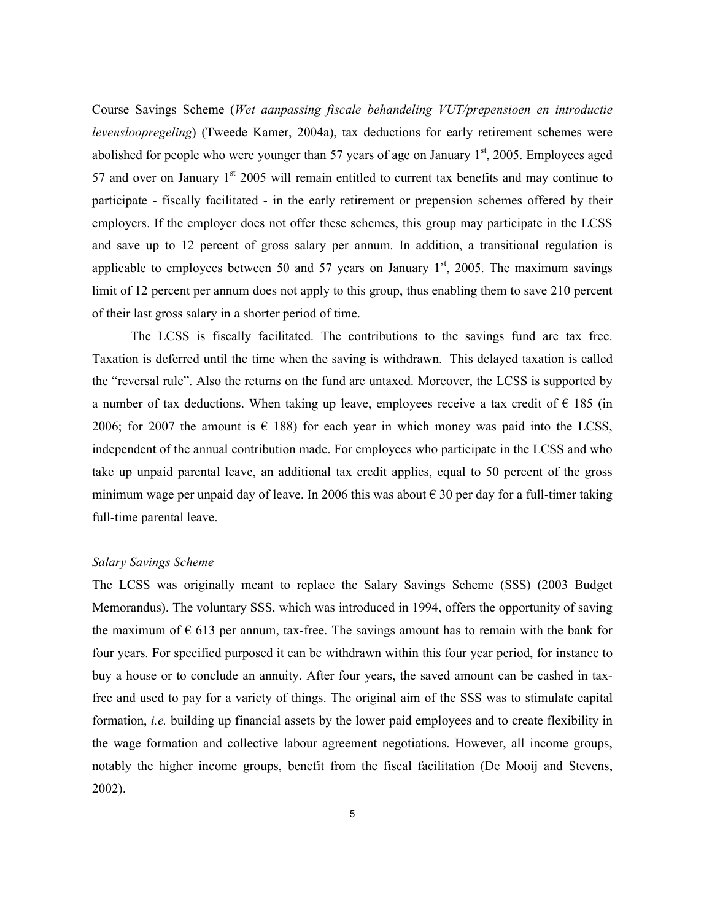Course Savings Scheme (*Wet aanpassing fiscale behandeling VUT/prepensioen en introductie levensloopregeling*) (Tweede Kamer, 2004a), tax deductions for early retirement schemes were abolished for people who were younger than 57 years of age on January 1st, 2005. Employees aged 57 and over on January 1st 2005 will remain entitled to current tax benefits and may continue to participate - fiscally facilitated - in the early retirement or prepension schemes offered by their employers. If the employer does not offer these schemes, this group may participate in the LCSS and save up to 12 percent of gross salary per annum. In addition, a transitional regulation is applicable to employees between 50 and 57 years on January 1st, 2005. The maximum savings limit of 12 percent per annum does not apply to this group, thus enabling them to save 210 percent of their last gross salary in a shorter period of time.

The LCSS is fiscally facilitated. The contributions to the savings fund are tax free. Taxation is deferred until the time when the saving is withdrawn. This delayed taxation is called the "reversal rule". Also the returns on the fund are untaxed. Moreover, the LCSS is supported by a number of tax deductions. When taking up leave, employees receive a tax credit of € 185 (in 2006; for 2007 the amount is € 188) for each year in which money was paid into the LCSS, independent of the annual contribution made. For employees who participate in the LCSS and who take up unpaid parental leave, an additional tax credit applies, equal to 50 percent of the gross minimum wage per unpaid day of leave. In 2006 this was about € 30 per day for a full-timer taking full-time parental leave.

*Salary Savings Scheme*

The LCSS was originally meant to replace the Salary Savings Scheme (SSS) (2003 Budget Memorandus). The voluntary SSS, which was introduced in 1994, offers the opportunity of saving the maximum of € 613 per annum, tax-free. The savings amount has to remain with the bank for four years. For specified purposed it can be withdrawn within this four year period, for instance to buy a house or to conclude an annuity. After four years, the saved amount can be cashed in tax-free and used to pay for a variety of things. The original aim of the SSS was to stimulate capital formation, *i.e.* building up financial assets by the lower paid employees and to create flexibility in the wage formation and collective labour agreement negotiations. However, all income groups, notably the higher income groups, benefit from the fiscal facilitation (De Mooij and Stevens, 2002).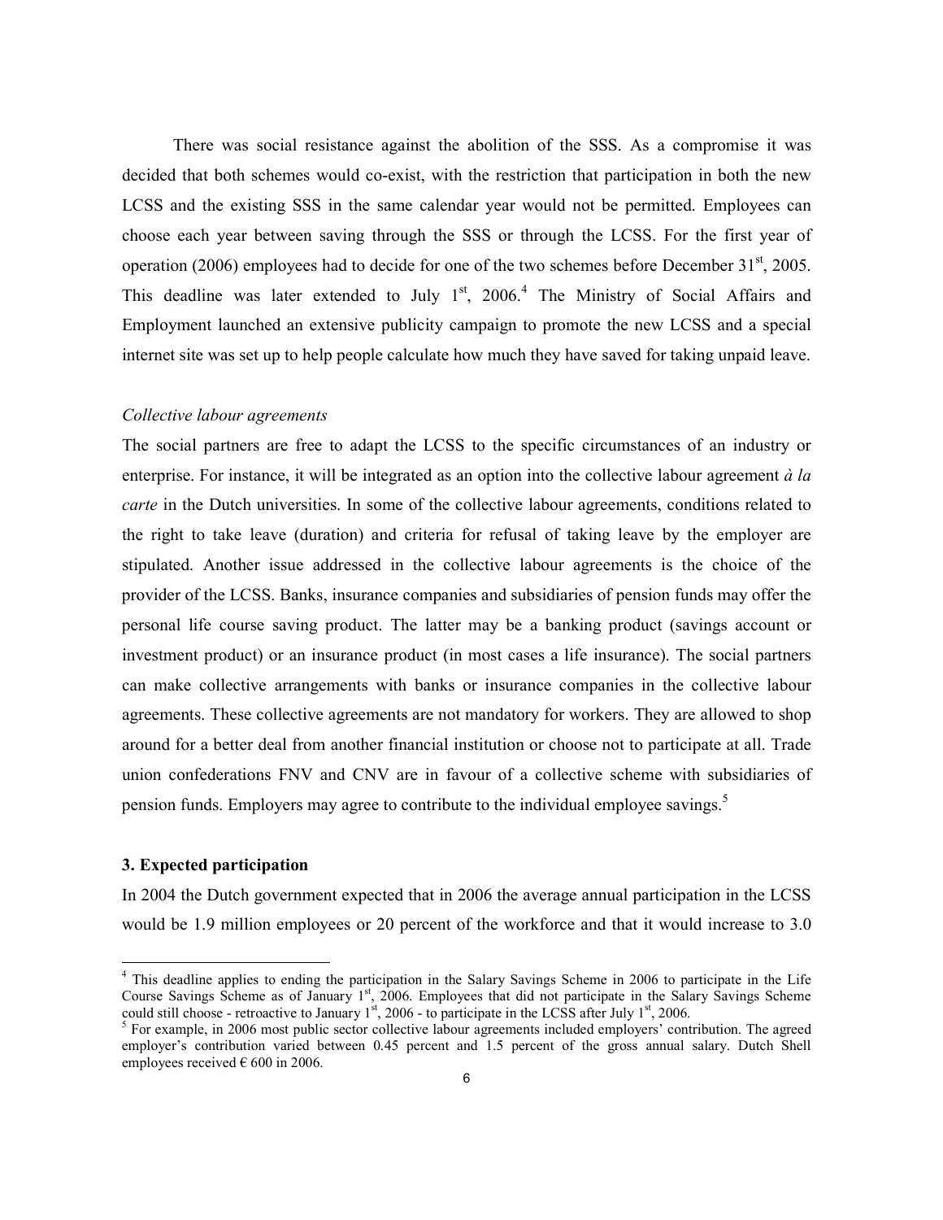There was social resistance against the abolition of the SSS. As a compromise it was decided that both schemes would co-exist, with the restriction that participation in both the new LCSS and the existing SSS in the same calendar year would not be permitted. Employees can choose each year between saving through the SSS or through the LCSS. For the first year of operation (2006) employees had to decide for one of the two schemes before December 31st, 2005. This deadline was later extended to July 1st, 2006.[4] The Ministry of Social Affairs and Employment launched an extensive publicity campaign to promote the new LCSS and a special internet site was set up to help people calculate how much they have saved for taking unpaid leave.

*Collective labour agreements*

The social partners are free to adapt the LCSS to the specific circumstances of an industry or enterprise. For instance, it will be integrated as an option into the collective labour agreement *à la carte* in the Dutch universities. In some of the collective labour agreements, conditions related to the right to take leave (duration) and criteria for refusal of taking leave by the employer are stipulated. Another issue addressed in the collective labour agreements is the choice of the provider of the LCSS. Banks, insurance companies and subsidiaries of pension funds may offer the personal life course saving product. The latter may be a banking product (savings account or investment product) or an insurance product (in most cases a life insurance). The social partners can make collective arrangements with banks or insurance companies in the collective labour agreements. These collective agreements are not mandatory for workers. They are allowed to shop around for a better deal from another financial institution or choose not to participate at all. Trade union confederations FNV and CNV are in favour of a collective scheme with subsidiaries of pension funds. Employers may agree to contribute to the individual employee savings.[5]

### 3. Expected participation

In 2004 the Dutch government expected that in 2006 the average annual participation in the LCSS would be 1.9 million employees or 20 percent of the workforce and that it would increase to 3.0

---

[4] This deadline applies to ending the participation in the Salary Savings Scheme in 2006 to participate in the Life Course Savings Scheme as of January 1st, 2006. Employees that did not participate in the Salary Savings Scheme could still choose - retroactive to January 1st, 2006 - to participate in the LCSS after July 1st, 2006.

[5] For example, in 2006 most public sector collective labour agreements included employers' contribution. The agreed employer's contribution varied between 0.45 percent and 1.5 percent of the gross annual salary. Dutch Shell employees received € 600 in 2006.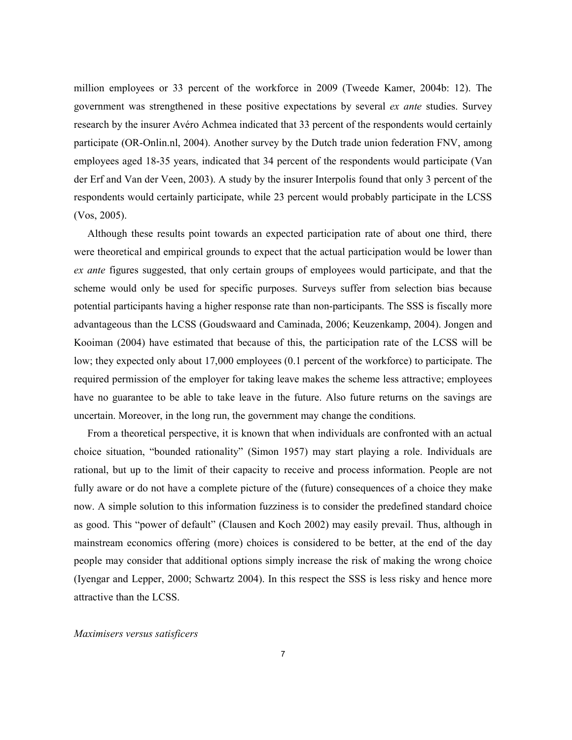million employees or 33 percent of the workforce in 2009 (Tweede Kamer, 2004b: 12). The government was strengthened in these positive expectations by several *ex ante* studies. Survey research by the insurer Avéro Achmea indicated that 33 percent of the respondents would certainly participate (OR-Onlin.nl, 2004). Another survey by the Dutch trade union federation FNV, among employees aged 18-35 years, indicated that 34 percent of the respondents would participate (Van der Erf and Van der Veen, 2003). A study by the insurer Interpolis found that only 3 percent of the respondents would certainly participate, while 23 percent would probably participate in the LCSS (Vos, 2005).

Although these results point towards an expected participation rate of about one third, there were theoretical and empirical grounds to expect that the actual participation would be lower than *ex ante* figures suggested, that only certain groups of employees would participate, and that the scheme would only be used for specific purposes. Surveys suffer from selection bias because potential participants having a higher response rate than non-participants. The SSS is fiscally more advantageous than the LCSS (Goudswaard and Caminada, 2006; Keuzenkamp, 2004). Jongen and Kooiman (2004) have estimated that because of this, the participation rate of the LCSS will be low; they expected only about 17,000 employees (0.1 percent of the workforce) to participate. The required permission of the employer for taking leave makes the scheme less attractive; employees have no guarantee to be able to take leave in the future. Also future returns on the savings are uncertain. Moreover, in the long run, the government may change the conditions.

From a theoretical perspective, it is known that when individuals are confronted with an actual choice situation, "bounded rationality" (Simon 1957) may start playing a role. Individuals are rational, but up to the limit of their capacity to receive and process information. People are not fully aware or do not have a complete picture of the (future) consequences of a choice they make now. A simple solution to this information fuzziness is to consider the predefined standard choice as good. This "power of default" (Clausen and Koch 2002) may easily prevail. Thus, although in mainstream economics offering (more) choices is considered to be better, at the end of the day people may consider that additional options simply increase the risk of making the wrong choice (Iyengar and Lepper, 2000; Schwartz 2004). In this respect the SSS is less risky and hence more attractive than the LCSS.

*Maximisers versus satisficers*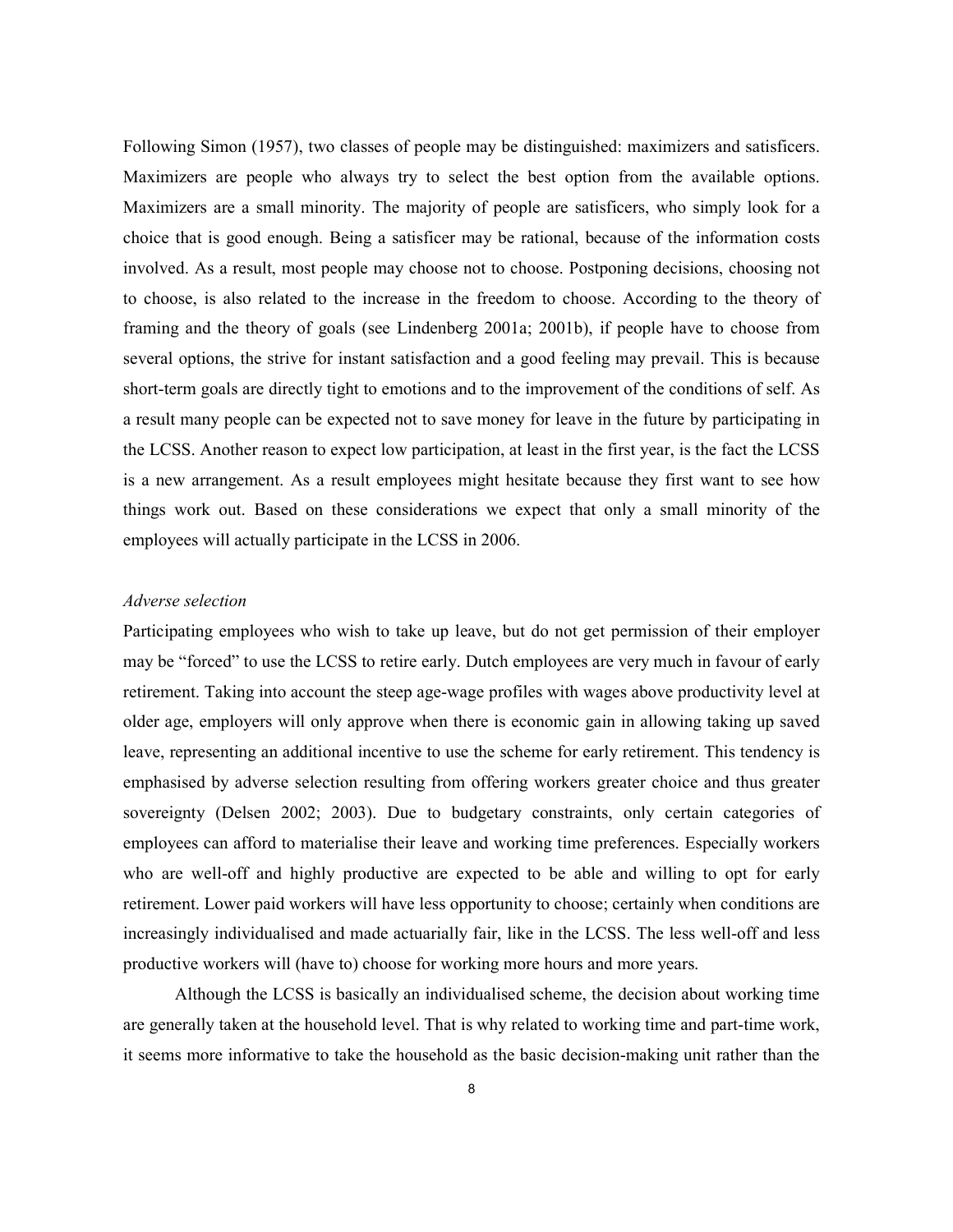Following Simon (1957), two classes of people may be distinguished: maximizers and satisficers. Maximizers are people who always try to select the best option from the available options. Maximizers are a small minority. The majority of people are satisficers, who simply look for a choice that is good enough. Being a satisficer may be rational, because of the information costs involved. As a result, most people may choose not to choose. Postponing decisions, choosing not to choose, is also related to the increase in the freedom to choose. According to the theory of framing and the theory of goals (see Lindenberg 2001a; 2001b), if people have to choose from several options, the strive for instant satisfaction and a good feeling may prevail. This is because short-term goals are directly tight to emotions and to the improvement of the conditions of self. As a result many people can be expected not to save money for leave in the future by participating in the LCSS. Another reason to expect low participation, at least in the first year, is the fact the LCSS is a new arrangement. As a result employees might hesitate because they first want to see how things work out. Based on these considerations we expect that only a small minority of the employees will actually participate in the LCSS in 2006.

*Adverse selection*

Participating employees who wish to take up leave, but do not get permission of their employer may be "forced" to use the LCSS to retire early. Dutch employees are very much in favour of early retirement. Taking into account the steep age-wage profiles with wages above productivity level at older age, employers will only approve when there is economic gain in allowing taking up saved leave, representing an additional incentive to use the scheme for early retirement. This tendency is emphasised by adverse selection resulting from offering workers greater choice and thus greater sovereignty (Delsen 2002; 2003). Due to budgetary constraints, only certain categories of employees can afford to materialise their leave and working time preferences. Especially workers who are well-off and highly productive are expected to be able and willing to opt for early retirement. Lower paid workers will have less opportunity to choose; certainly when conditions are increasingly individualised and made actuarially fair, like in the LCSS. The less well-off and less productive workers will (have to) choose for working more hours and more years.

Although the LCSS is basically an individualised scheme, the decision about working time are generally taken at the household level. That is why related to working time and part-time work, it seems more informative to take the household as the basic decision-making unit rather than the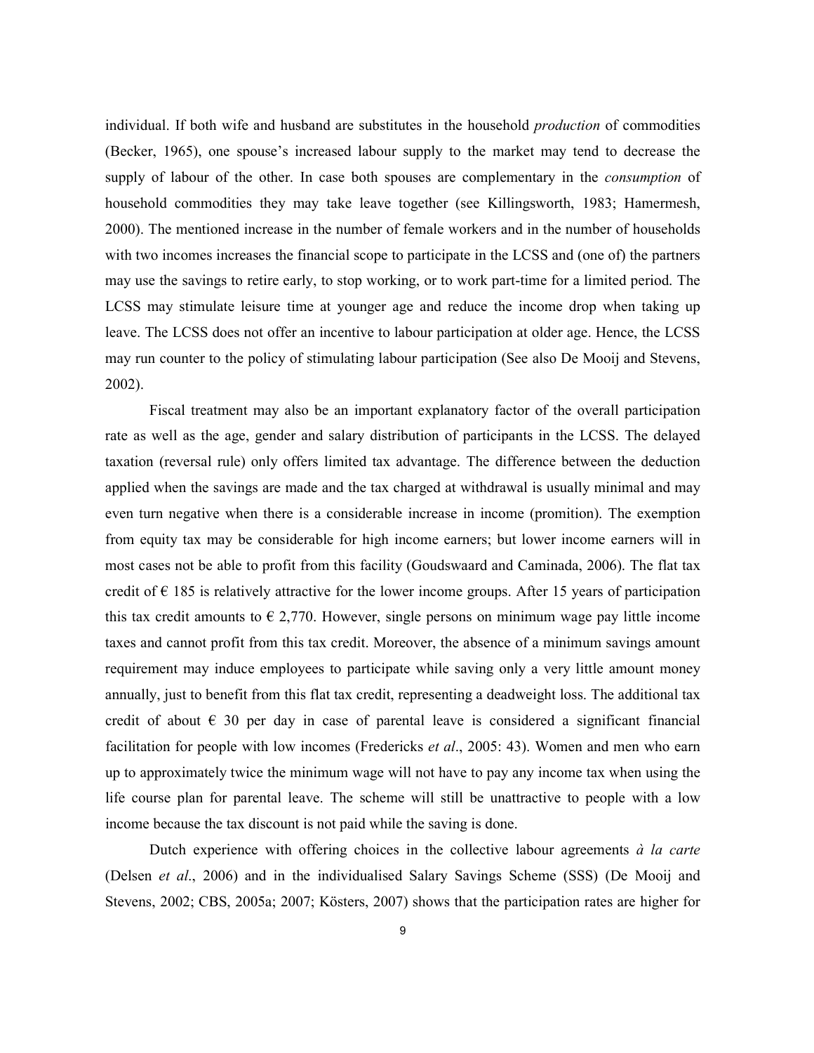individual. If both wife and husband are substitutes in the household *production* of commodities (Becker, 1965), one spouse's increased labour supply to the market may tend to decrease the supply of labour of the other. In case both spouses are complementary in the *consumption* of household commodities they may take leave together (see Killingsworth, 1983; Hamermesh, 2000). The mentioned increase in the number of female workers and in the number of households with two incomes increases the financial scope to participate in the LCSS and (one of) the partners may use the savings to retire early, to stop working, or to work part-time for a limited period. The LCSS may stimulate leisure time at younger age and reduce the income drop when taking up leave. The LCSS does not offer an incentive to labour participation at older age. Hence, the LCSS may run counter to the policy of stimulating labour participation (See also De Mooij and Stevens, 2002).

Fiscal treatment may also be an important explanatory factor of the overall participation rate as well as the age, gender and salary distribution of participants in the LCSS. The delayed taxation (reversal rule) only offers limited tax advantage. The difference between the deduction applied when the savings are made and the tax charged at withdrawal is usually minimal and may even turn negative when there is a considerable increase in income (promition). The exemption from equity tax may be considerable for high income earners; but lower income earners will in most cases not be able to profit from this facility (Goudswaard and Caminada, 2006). The flat tax credit of € 185 is relatively attractive for the lower income groups. After 15 years of participation this tax credit amounts to € 2,770. However, single persons on minimum wage pay little income taxes and cannot profit from this tax credit. Moreover, the absence of a minimum savings amount requirement may induce employees to participate while saving only a very little amount money annually, just to benefit from this flat tax credit, representing a deadweight loss. The additional tax credit of about € 30 per day in case of parental leave is considered a significant financial facilitation for people with low incomes (Fredericks *et al*., 2005: 43). Women and men who earn up to approximately twice the minimum wage will not have to pay any income tax when using the life course plan for parental leave. The scheme will still be unattractive to people with a low income because the tax discount is not paid while the saving is done.

Dutch experience with offering choices in the collective labour agreements *à la carte* (Delsen *et al*., 2006) and in the individualised Salary Savings Scheme (SSS) (De Mooij and Stevens, 2002; CBS, 2005a; 2007; Kösters, 2007) shows that the participation rates are higher for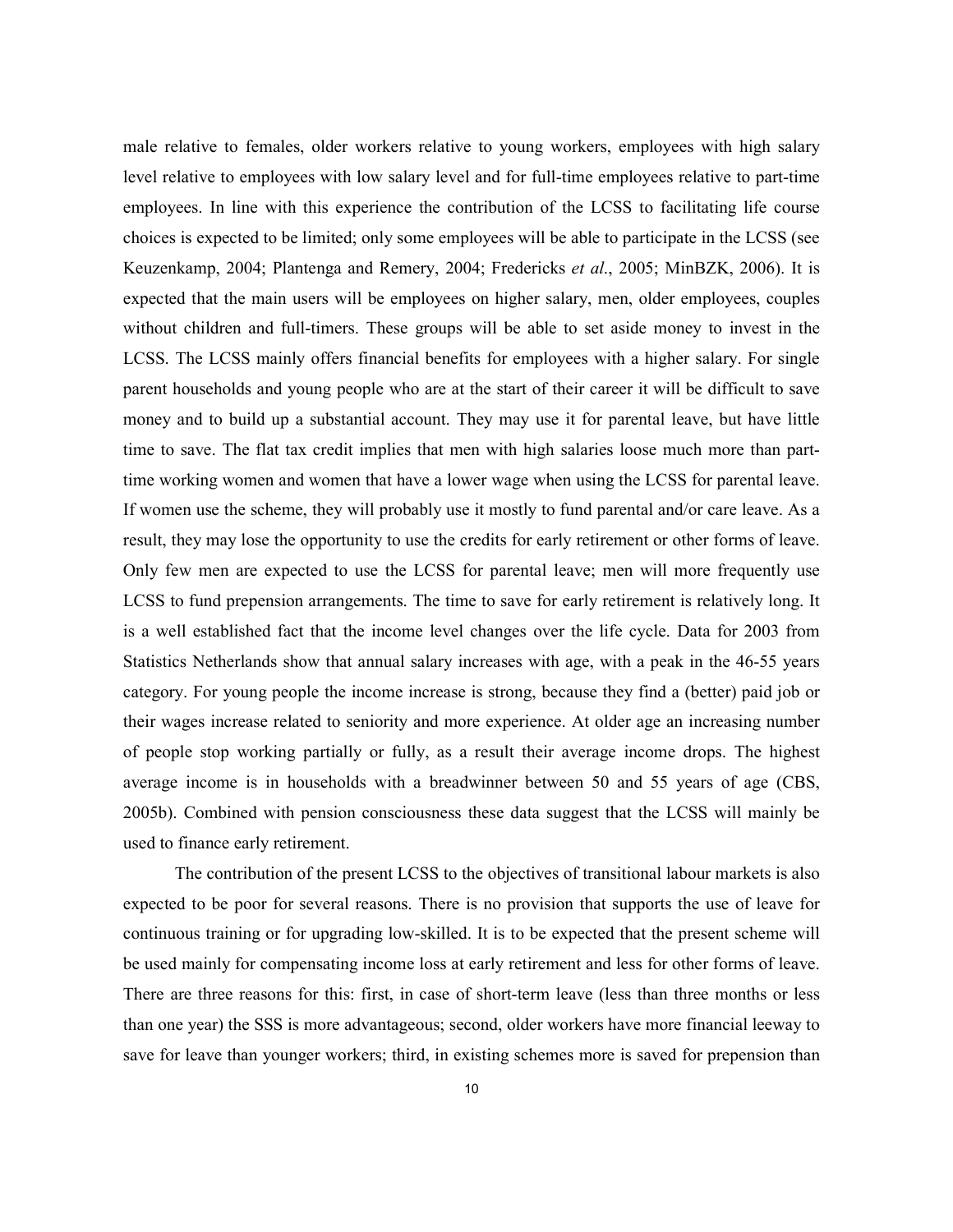male relative to females, older workers relative to young workers, employees with high salary level relative to employees with low salary level and for full-time employees relative to part-time employees. In line with this experience the contribution of the LCSS to facilitating life course choices is expected to be limited; only some employees will be able to participate in the LCSS (see Keuzenkamp, 2004; Plantenga and Remery, 2004; Fredericks *et al*., 2005; MinBZK, 2006). It is expected that the main users will be employees on higher salary, men, older employees, couples without children and full-timers. These groups will be able to set aside money to invest in the LCSS. The LCSS mainly offers financial benefits for employees with a higher salary. For single parent households and young people who are at the start of their career it will be difficult to save money and to build up a substantial account. They may use it for parental leave, but have little time to save. The flat tax credit implies that men with high salaries loose much more than part-time working women and women that have a lower wage when using the LCSS for parental leave. If women use the scheme, they will probably use it mostly to fund parental and/or care leave. As a result, they may lose the opportunity to use the credits for early retirement or other forms of leave. Only few men are expected to use the LCSS for parental leave; men will more frequently use LCSS to fund prepension arrangements. The time to save for early retirement is relatively long. It is a well established fact that the income level changes over the life cycle. Data for 2003 from Statistics Netherlands show that annual salary increases with age, with a peak in the 46-55 years category. For young people the income increase is strong, because they find a (better) paid job or their wages increase related to seniority and more experience. At older age an increasing number of people stop working partially or fully, as a result their average income drops. The highest average income is in households with a breadwinner between 50 and 55 years of age (CBS, 2005b). Combined with pension consciousness these data suggest that the LCSS will mainly be used to finance early retirement.

The contribution of the present LCSS to the objectives of transitional labour markets is also expected to be poor for several reasons. There is no provision that supports the use of leave for continuous training or for upgrading low-skilled. It is to be expected that the present scheme will be used mainly for compensating income loss at early retirement and less for other forms of leave. There are three reasons for this: first, in case of short-term leave (less than three months or less than one year) the SSS is more advantageous; second, older workers have more financial leeway to save for leave than younger workers; third, in existing schemes more is saved for prepension than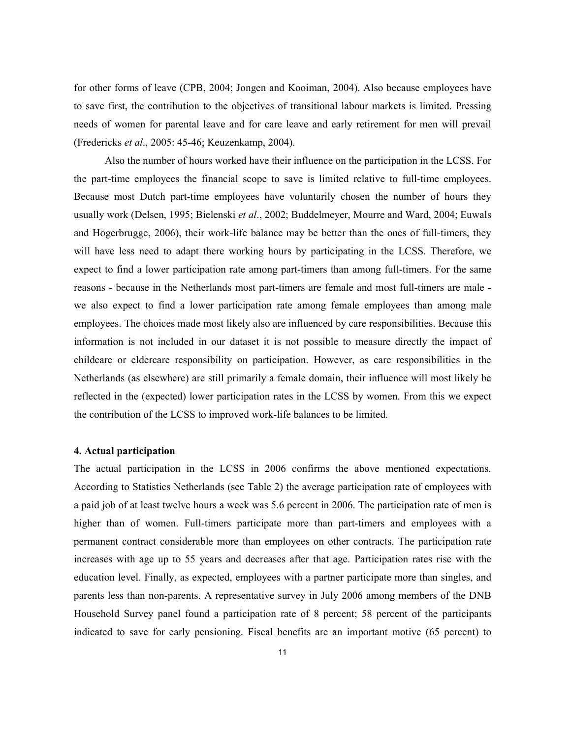for other forms of leave (CPB, 2004; Jongen and Kooiman, 2004). Also because employees have to save first, the contribution to the objectives of transitional labour markets is limited. Pressing needs of women for parental leave and for care leave and early retirement for men will prevail (Fredericks *et al*., 2005: 45-46; Keuzenkamp, 2004).

Also the number of hours worked have their influence on the participation in the LCSS. For the part-time employees the financial scope to save is limited relative to full-time employees. Because most Dutch part-time employees have voluntarily chosen the number of hours they usually work (Delsen, 1995; Bielenski *et al*., 2002; Buddelmeyer, Mourre and Ward, 2004; Euwals and Hogerbrugge, 2006), their work-life balance may be better than the ones of full-timers, they will have less need to adapt there working hours by participating in the LCSS. Therefore, we expect to find a lower participation rate among part-timers than among full-timers. For the same reasons - because in the Netherlands most part-timers are female and most full-timers are male - we also expect to find a lower participation rate among female employees than among male employees. The choices made most likely also are influenced by care responsibilities. Because this information is not included in our dataset it is not possible to measure directly the impact of childcare or eldercare responsibility on participation. However, as care responsibilities in the Netherlands (as elsewhere) are still primarily a female domain, their influence will most likely be reflected in the (expected) lower participation rates in the LCSS by women. From this we expect the contribution of the LCSS to improved work-life balances to be limited.

**4. Actual participation**

The actual participation in the LCSS in 2006 confirms the above mentioned expectations. According to Statistics Netherlands (see Table 2) the average participation rate of employees with a paid job of at least twelve hours a week was 5.6 percent in 2006. The participation rate of men is higher than of women. Full-timers participate more than part-timers and employees with a permanent contract considerable more than employees on other contracts. The participation rate increases with age up to 55 years and decreases after that age. Participation rates rise with the education level. Finally, as expected, employees with a partner participate more than singles, and parents less than non-parents. A representative survey in July 2006 among members of the DNB Household Survey panel found a participation rate of 8 percent; 58 percent of the participants indicated to save for early pensioning. Fiscal benefits are an important motive (65 percent) to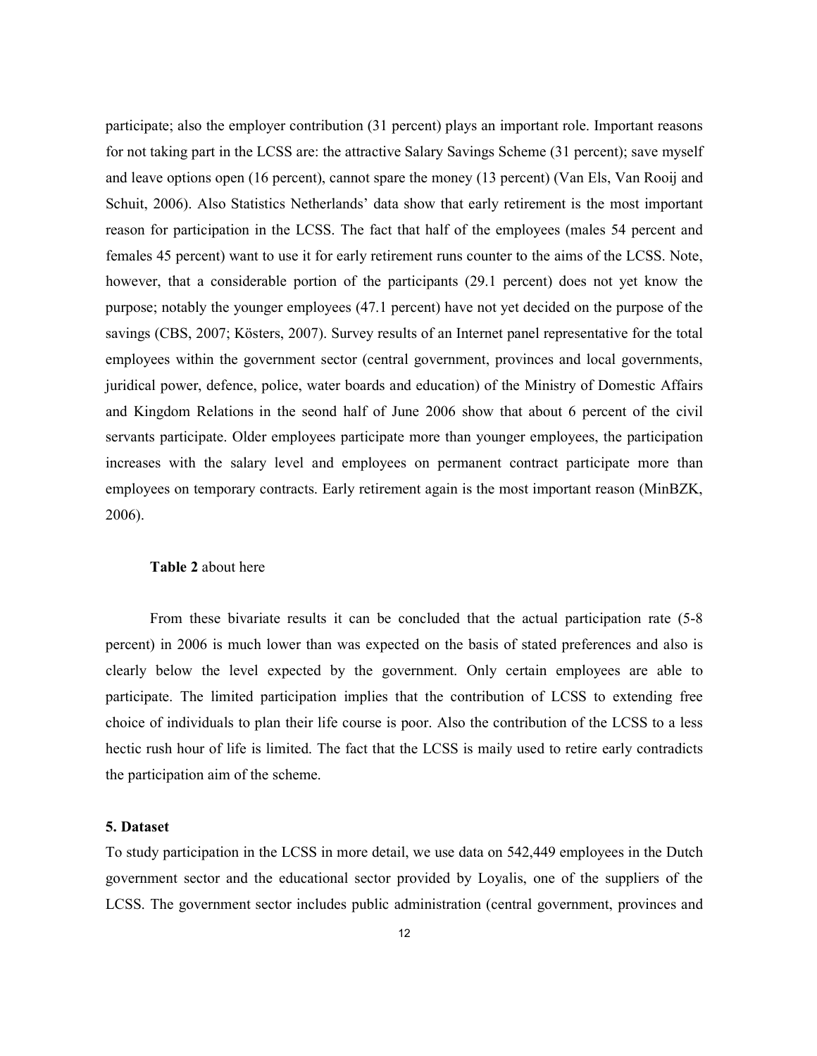participate; also the employer contribution (31 percent) plays an important role. Important reasons for not taking part in the LCSS are: the attractive Salary Savings Scheme (31 percent); save myself and leave options open (16 percent), cannot spare the money (13 percent) (Van Els, Van Rooij and Schuit, 2006). Also Statistics Netherlands' data show that early retirement is the most important reason for participation in the LCSS. The fact that half of the employees (males 54 percent and females 45 percent) want to use it for early retirement runs counter to the aims of the LCSS. Note, however, that a considerable portion of the participants (29.1 percent) does not yet know the purpose; notably the younger employees (47.1 percent) have not yet decided on the purpose of the savings (CBS, 2007; Kösters, 2007). Survey results of an Internet panel representative for the total employees within the government sector (central government, provinces and local governments, juridical power, defence, police, water boards and education) of the Ministry of Domestic Affairs and Kingdom Relations in the seond half of June 2006 show that about 6 percent of the civil servants participate. Older employees participate more than younger employees, the participation increases with the salary level and employees on permanent contract participate more than employees on temporary contracts. Early retirement again is the most important reason (MinBZK, 2006).

**Table 2** about here

From these bivariate results it can be concluded that the actual participation rate (5-8 percent) in 2006 is much lower than was expected on the basis of stated preferences and also is clearly below the level expected by the government. Only certain employees are able to participate. The limited participation implies that the contribution of LCSS to extending free choice of individuals to plan their life course is poor. Also the contribution of the LCSS to a less hectic rush hour of life is limited. The fact that the LCSS is maily used to retire early contradicts the participation aim of the scheme.

### 5. Dataset

To study participation in the LCSS in more detail, we use data on 542,449 employees in the Dutch government sector and the educational sector provided by Loyalis, one of the suppliers of the LCSS. The government sector includes public administration (central government, provinces and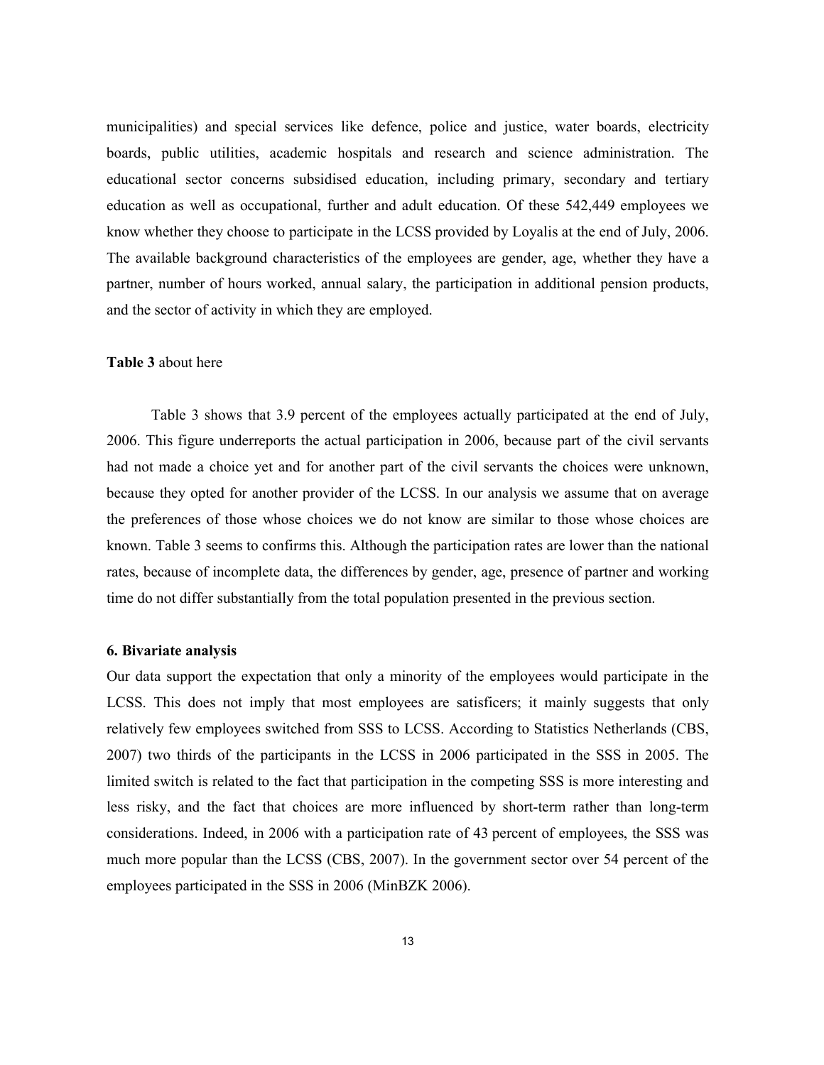municipalities) and special services like defence, police and justice, water boards, electricity boards, public utilities, academic hospitals and research and science administration. The educational sector concerns subsidised education, including primary, secondary and tertiary education as well as occupational, further and adult education. Of these 542,449 employees we know whether they choose to participate in the LCSS provided by Loyalis at the end of July, 2006. The available background characteristics of the employees are gender, age, whether they have a partner, number of hours worked, annual salary, the participation in additional pension products, and the sector of activity in which they are employed.

**Table 3** about here

Table 3 shows that 3.9 percent of the employees actually participated at the end of July, 2006. This figure underreports the actual participation in 2006, because part of the civil servants had not made a choice yet and for another part of the civil servants the choices were unknown, because they opted for another provider of the LCSS. In our analysis we assume that on average the preferences of those whose choices we do not know are similar to those whose choices are known. Table 3 seems to confirms this. Although the participation rates are lower than the national rates, because of incomplete data, the differences by gender, age, presence of partner and working time do not differ substantially from the total population presented in the previous section.

**6. Bivariate analysis**

Our data support the expectation that only a minority of the employees would participate in the LCSS. This does not imply that most employees are satisficers; it mainly suggests that only relatively few employees switched from SSS to LCSS. According to Statistics Netherlands (CBS, 2007) two thirds of the participants in the LCSS in 2006 participated in the SSS in 2005. The limited switch is related to the fact that participation in the competing SSS is more interesting and less risky, and the fact that choices are more influenced by short-term rather than long-term considerations. Indeed, in 2006 with a participation rate of 43 percent of employees, the SSS was much more popular than the LCSS (CBS, 2007). In the government sector over 54 percent of the employees participated in the SSS in 2006 (MinBZK 2006).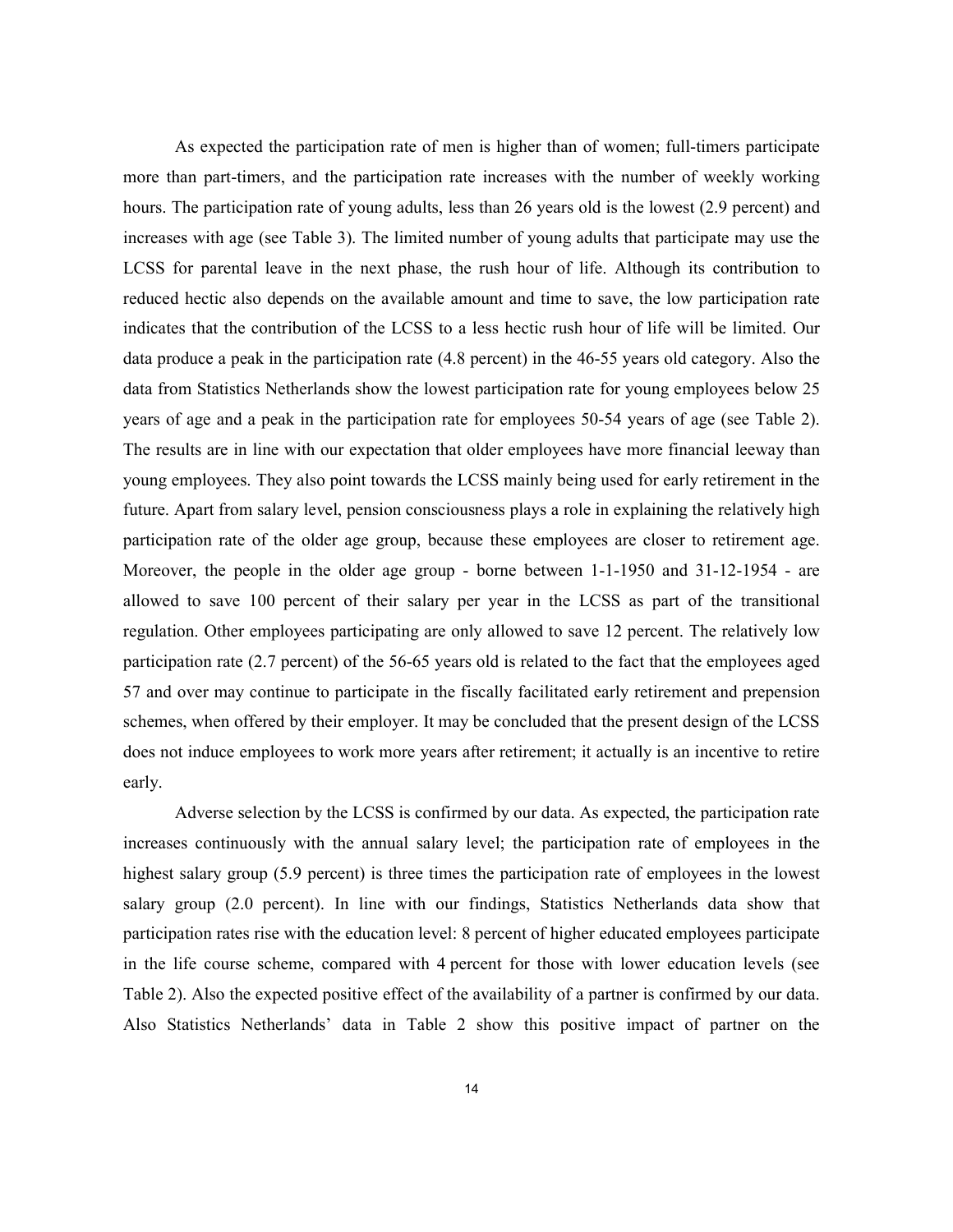As expected the participation rate of men is higher than of women; full-timers participate more than part-timers, and the participation rate increases with the number of weekly working hours. The participation rate of young adults, less than 26 years old is the lowest (2.9 percent) and increases with age (see Table 3). The limited number of young adults that participate may use the LCSS for parental leave in the next phase, the rush hour of life. Although its contribution to reduced hectic also depends on the available amount and time to save, the low participation rate indicates that the contribution of the LCSS to a less hectic rush hour of life will be limited. Our data produce a peak in the participation rate (4.8 percent) in the 46-55 years old category. Also the data from Statistics Netherlands show the lowest participation rate for young employees below 25 years of age and a peak in the participation rate for employees 50-54 years of age (see Table 2). The results are in line with our expectation that older employees have more financial leeway than young employees. They also point towards the LCSS mainly being used for early retirement in the future. Apart from salary level, pension consciousness plays a role in explaining the relatively high participation rate of the older age group, because these employees are closer to retirement age. Moreover, the people in the older age group - borne between 1-1-1950 and 31-12-1954 - are allowed to save 100 percent of their salary per year in the LCSS as part of the transitional regulation. Other employees participating are only allowed to save 12 percent. The relatively low participation rate (2.7 percent) of the 56-65 years old is related to the fact that the employees aged 57 and over may continue to participate in the fiscally facilitated early retirement and prepension schemes, when offered by their employer. It may be concluded that the present design of the LCSS does not induce employees to work more years after retirement; it actually is an incentive to retire early.

Adverse selection by the LCSS is confirmed by our data. As expected, the participation rate increases continuously with the annual salary level; the participation rate of employees in the highest salary group (5.9 percent) is three times the participation rate of employees in the lowest salary group (2.0 percent). In line with our findings, Statistics Netherlands data show that participation rates rise with the education level: 8 percent of higher educated employees participate in the life course scheme, compared with 4 percent for those with lower education levels (see Table 2). Also the expected positive effect of the availability of a partner is confirmed by our data. Also Statistics Netherlands' data in Table 2 show this positive impact of partner on the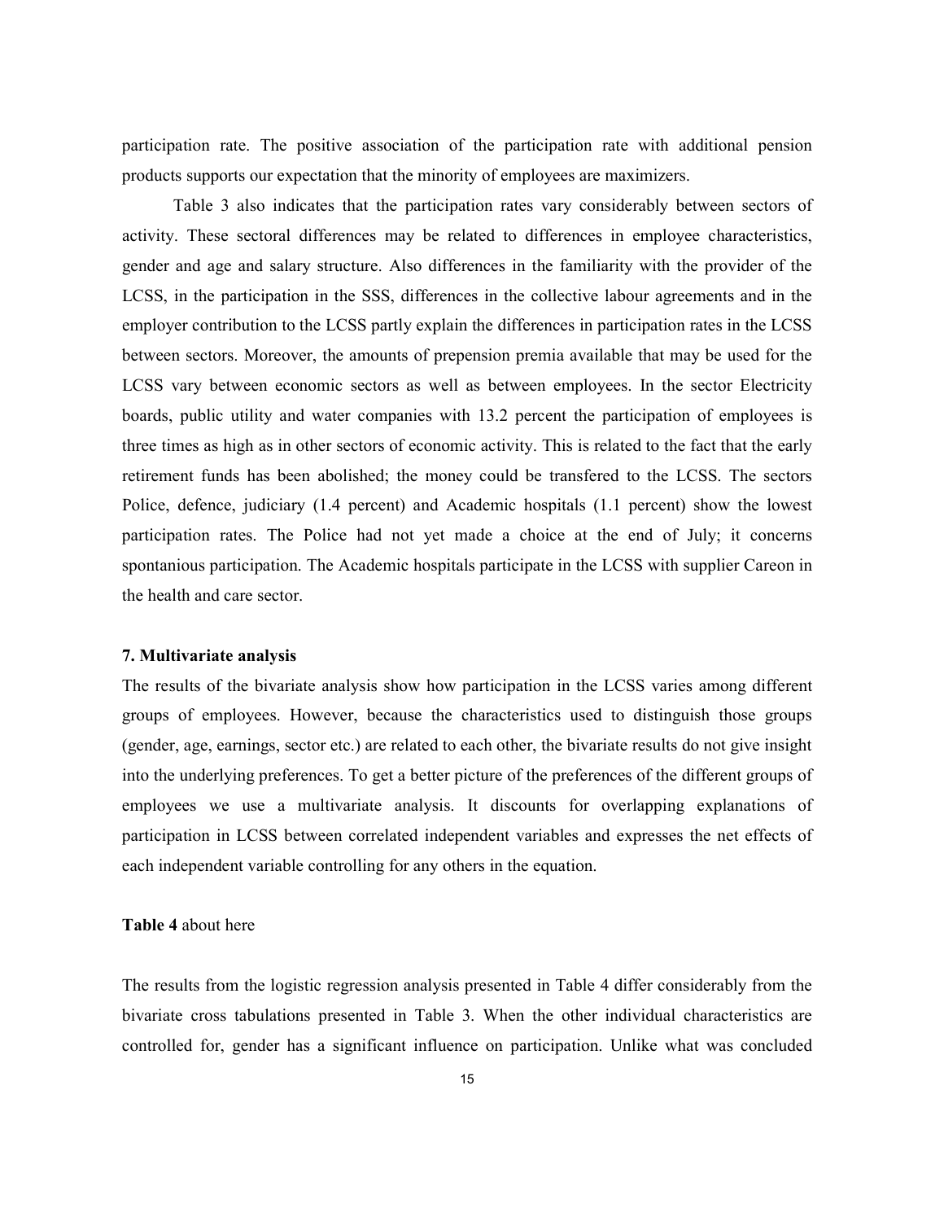participation rate. The positive association of the participation rate with additional pension products supports our expectation that the minority of employees are maximizers.

Table 3 also indicates that the participation rates vary considerably between sectors of activity. These sectoral differences may be related to differences in employee characteristics, gender and age and salary structure. Also differences in the familiarity with the provider of the LCSS, in the participation in the SSS, differences in the collective labour agreements and in the employer contribution to the LCSS partly explain the differences in participation rates in the LCSS between sectors. Moreover, the amounts of prepension premia available that may be used for the LCSS vary between economic sectors as well as between employees. In the sector Electricity boards, public utility and water companies with 13.2 percent the participation of employees is three times as high as in other sectors of economic activity. This is related to the fact that the early retirement funds has been abolished; the money could be transfered to the LCSS. The sectors Police, defence, judiciary (1.4 percent) and Academic hospitals (1.1 percent) show the lowest participation rates. The Police had not yet made a choice at the end of July; it concerns spontanious participation. The Academic hospitals participate in the LCSS with supplier Careon in the health and care sector.

### 7. Multivariate analysis

The results of the bivariate analysis show how participation in the LCSS varies among different groups of employees. However, because the characteristics used to distinguish those groups (gender, age, earnings, sector etc.) are related to each other, the bivariate results do not give insight into the underlying preferences. To get a better picture of the preferences of the different groups of employees we use a multivariate analysis. It discounts for overlapping explanations of participation in LCSS between correlated independent variables and expresses the net effects of each independent variable controlling for any others in the equation.

**Table 4** about here

The results from the logistic regression analysis presented in Table 4 differ considerably from the bivariate cross tabulations presented in Table 3. When the other individual characteristics are controlled for, gender has a significant influence on participation. Unlike what was concluded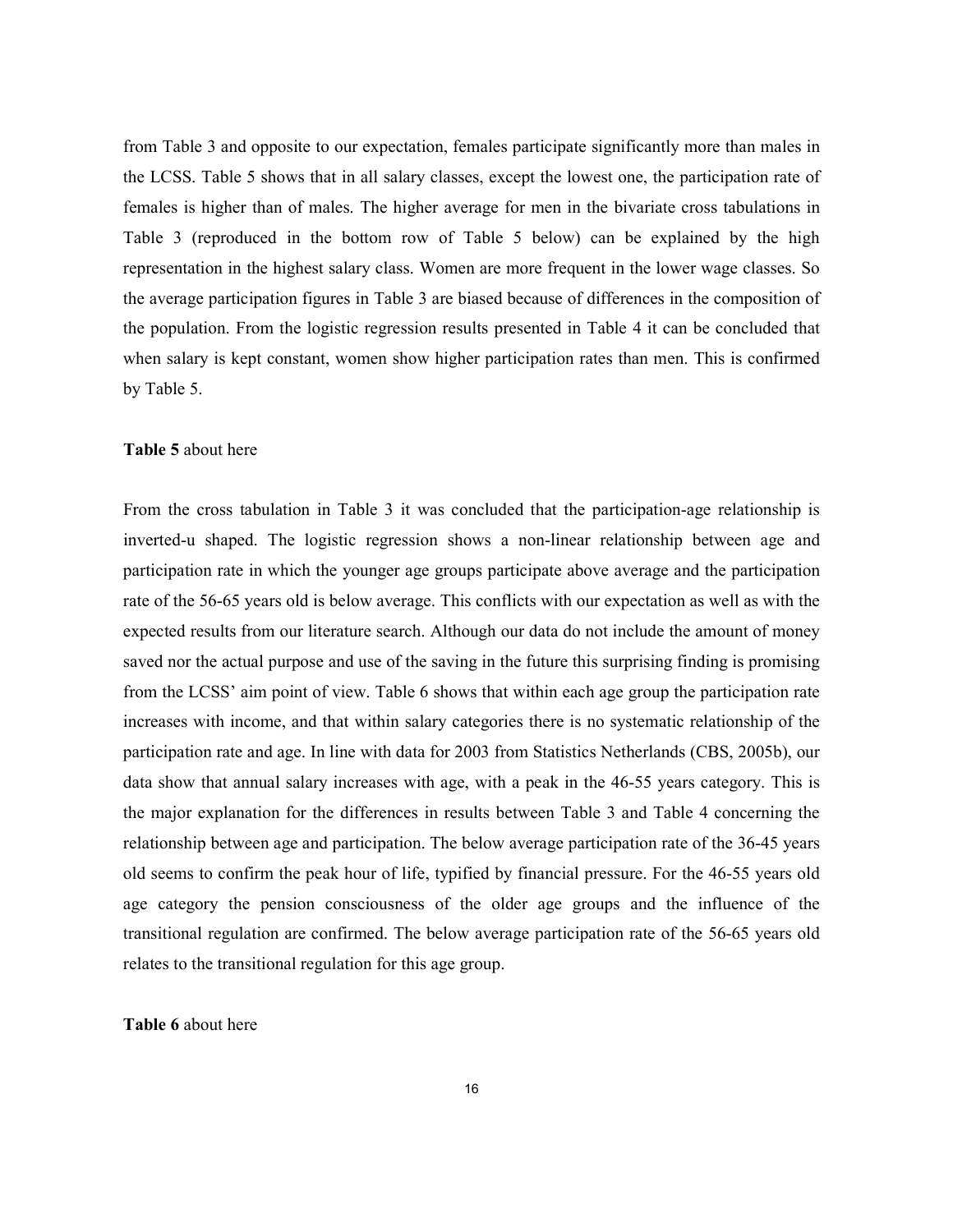from Table 3 and opposite to our expectation, females participate significantly more than males in the LCSS. Table 5 shows that in all salary classes, except the lowest one, the participation rate of females is higher than of males. The higher average for men in the bivariate cross tabulations in Table 3 (reproduced in the bottom row of Table 5 below) can be explained by the high representation in the highest salary class. Women are more frequent in the lower wage classes. So the average participation figures in Table 3 are biased because of differences in the composition of the population. From the logistic regression results presented in Table 4 it can be concluded that when salary is kept constant, women show higher participation rates than men. This is confirmed by Table 5.

**Table 5** about here

From the cross tabulation in Table 3 it was concluded that the participation-age relationship is inverted-u shaped. The logistic regression shows a non-linear relationship between age and participation rate in which the younger age groups participate above average and the participation rate of the 56-65 years old is below average. This conflicts with our expectation as well as with the expected results from our literature search. Although our data do not include the amount of money saved nor the actual purpose and use of the saving in the future this surprising finding is promising from the LCSS' aim point of view. Table 6 shows that within each age group the participation rate increases with income, and that within salary categories there is no systematic relationship of the participation rate and age. In line with data for 2003 from Statistics Netherlands (CBS, 2005b), our data show that annual salary increases with age, with a peak in the 46-55 years category. This is the major explanation for the differences in results between Table 3 and Table 4 concerning the relationship between age and participation. The below average participation rate of the 36-45 years old seems to confirm the peak hour of life, typified by financial pressure. For the 46-55 years old age category the pension consciousness of the older age groups and the influence of the transitional regulation are confirmed. The below average participation rate of the 56-65 years old relates to the transitional regulation for this age group.

**Table 6** about here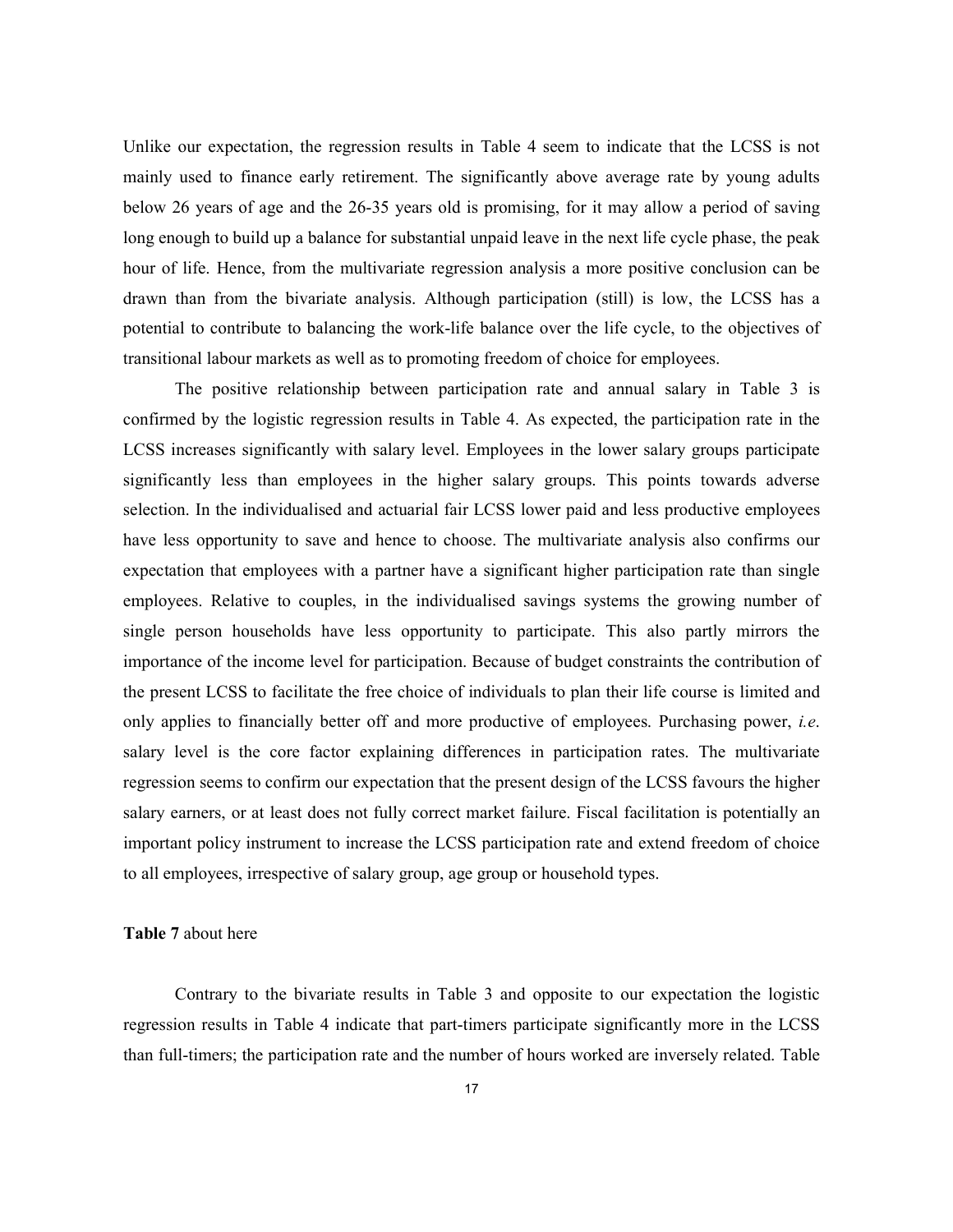Unlike our expectation, the regression results in Table 4 seem to indicate that the LCSS is not mainly used to finance early retirement. The significantly above average rate by young adults below 26 years of age and the 26-35 years old is promising, for it may allow a period of saving long enough to build up a balance for substantial unpaid leave in the next life cycle phase, the peak hour of life. Hence, from the multivariate regression analysis a more positive conclusion can be drawn than from the bivariate analysis. Although participation (still) is low, the LCSS has a potential to contribute to balancing the work-life balance over the life cycle, to the objectives of transitional labour markets as well as to promoting freedom of choice for employees.

The positive relationship between participation rate and annual salary in Table 3 is confirmed by the logistic regression results in Table 4. As expected, the participation rate in the LCSS increases significantly with salary level. Employees in the lower salary groups participate significantly less than employees in the higher salary groups. This points towards adverse selection. In the individualised and actuarial fair LCSS lower paid and less productive employees have less opportunity to save and hence to choose. The multivariate analysis also confirms our expectation that employees with a partner have a significant higher participation rate than single employees. Relative to couples, in the individualised savings systems the growing number of single person households have less opportunity to participate. This also partly mirrors the importance of the income level for participation. Because of budget constraints the contribution of the present LCSS to facilitate the free choice of individuals to plan their life course is limited and only applies to financially better off and more productive of employees. Purchasing power, *i.e.* salary level is the core factor explaining differences in participation rates. The multivariate regression seems to confirm our expectation that the present design of the LCSS favours the higher salary earners, or at least does not fully correct market failure. Fiscal facilitation is potentially an important policy instrument to increase the LCSS participation rate and extend freedom of choice to all employees, irrespective of salary group, age group or household types.

**Table 7** about here

Contrary to the bivariate results in Table 3 and opposite to our expectation the logistic regression results in Table 4 indicate that part-timers participate significantly more in the LCSS than full-timers; the participation rate and the number of hours worked are inversely related. Table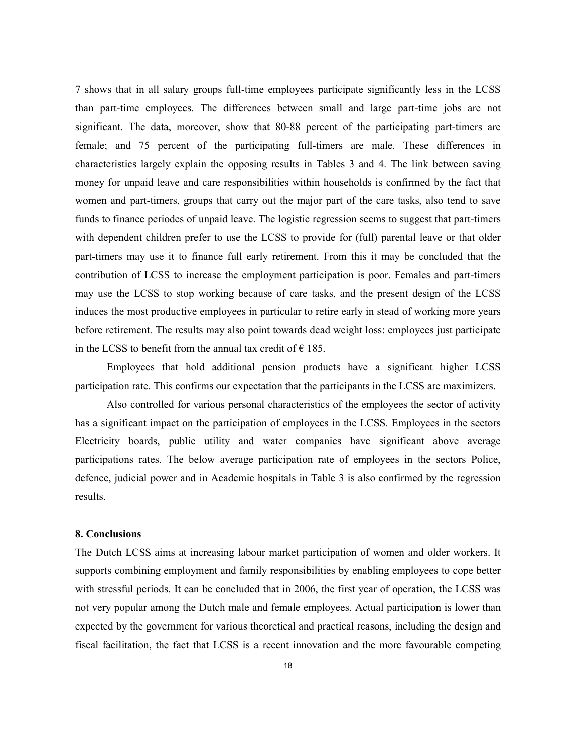7 shows that in all salary groups full-time employees participate significantly less in the LCSS than part-time employees. The differences between small and large part-time jobs are not significant. The data, moreover, show that 80-88 percent of the participating part-timers are female; and 75 percent of the participating full-timers are male. These differences in characteristics largely explain the opposing results in Tables 3 and 4. The link between saving money for unpaid leave and care responsibilities within households is confirmed by the fact that women and part-timers, groups that carry out the major part of the care tasks, also tend to save funds to finance periodes of unpaid leave. The logistic regression seems to suggest that part-timers with dependent children prefer to use the LCSS to provide for (full) parental leave or that older part-timers may use it to finance full early retirement. From this it may be concluded that the contribution of LCSS to increase the employment participation is poor. Females and part-timers may use the LCSS to stop working because of care tasks, and the present design of the LCSS induces the most productive employees in particular to retire early in stead of working more years before retirement. The results may also point towards dead weight loss: employees just participate in the LCSS to benefit from the annual tax credit of € 185.

Employees that hold additional pension products have a significant higher LCSS participation rate. This confirms our expectation that the participants in the LCSS are maximizers.

Also controlled for various personal characteristics of the employees the sector of activity has a significant impact on the participation of employees in the LCSS. Employees in the sectors Electricity boards, public utility and water companies have significant above average participations rates. The below average participation rate of employees in the sectors Police, defence, judicial power and in Academic hospitals in Table 3 is also confirmed by the regression results.

**8. Conclusions**

The Dutch LCSS aims at increasing labour market participation of women and older workers. It supports combining employment and family responsibilities by enabling employees to cope better with stressful periods. It can be concluded that in 2006, the first year of operation, the LCSS was not very popular among the Dutch male and female employees. Actual participation is lower than expected by the government for various theoretical and practical reasons, including the design and fiscal facilitation, the fact that LCSS is a recent innovation and the more favourable competing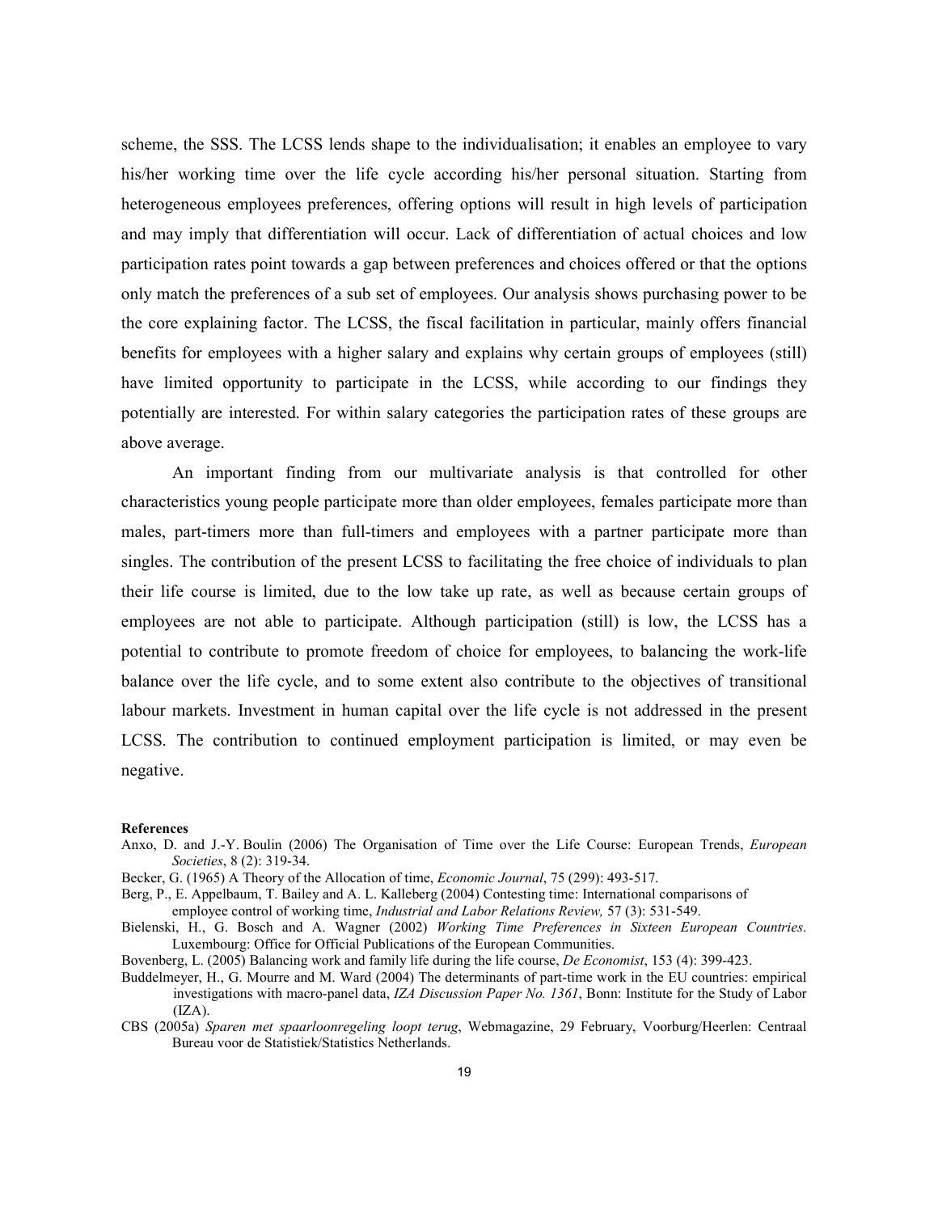scheme, the SSS. The LCSS lends shape to the individualisation; it enables an employee to vary his/her working time over the life cycle according his/her personal situation. Starting from heterogeneous employees preferences, offering options will result in high levels of participation and may imply that differentiation will occur. Lack of differentiation of actual choices and low participation rates point towards a gap between preferences and choices offered or that the options only match the preferences of a sub set of employees. Our analysis shows purchasing power to be the core explaining factor. The LCSS, the fiscal facilitation in particular, mainly offers financial benefits for employees with a higher salary and explains why certain groups of employees (still) have limited opportunity to participate in the LCSS, while according to our findings they potentially are interested. For within salary categories the participation rates of these groups are above average.

An important finding from our multivariate analysis is that controlled for other characteristics young people participate more than older employees, females participate more than males, part-timers more than full-timers and employees with a partner participate more than singles. The contribution of the present LCSS to facilitating the free choice of individuals to plan their life course is limited, due to the low take up rate, as well as because certain groups of employees are not able to participate. Although participation (still) is low, the LCSS has a potential to contribute to promote freedom of choice for employees, to balancing the work-life balance over the life cycle, and to some extent also contribute to the objectives of transitional labour markets. Investment in human capital over the life cycle is not addressed in the present LCSS. The contribution to continued employment participation is limited, or may even be negative.

**References**

Anxo, D. and J.-Y. Boulin (2006) The Organisation of Time over the Life Course: European Trends, *European Societies*, 8 (2): 319-34.

Becker, G. (1965) A Theory of the Allocation of time, *Economic Journal*, 75 (299): 493-517.

Berg, P., E. Appelbaum, T. Bailey and A. L. Kalleberg (2004) Contesting time: International comparisons of employee control of working time, *Industrial and Labor Relations Review,* 57 (3): 531-549.

Bielenski, H., G. Bosch and A. Wagner (2002) *Working Time Preferences in Sixteen European Countries*. Luxembourg: Office for Official Publications of the European Communities.

Bovenberg, L. (2005) Balancing work and family life during the life course, *De Economist*, 153 (4): 399-423.

Buddelmeyer, H., G. Mourre and M. Ward (2004) The determinants of part-time work in the EU countries: empirical investigations with macro-panel data, *IZA Discussion Paper No. 1361*, Bonn: Institute for the Study of Labor (IZA).

CBS (2005a) *Sparen met spaarloonregeling loopt terug*, Webmagazine, 29 February, Voorburg/Heerlen: Centraal Bureau voor de Statistiek/Statistics Netherlands.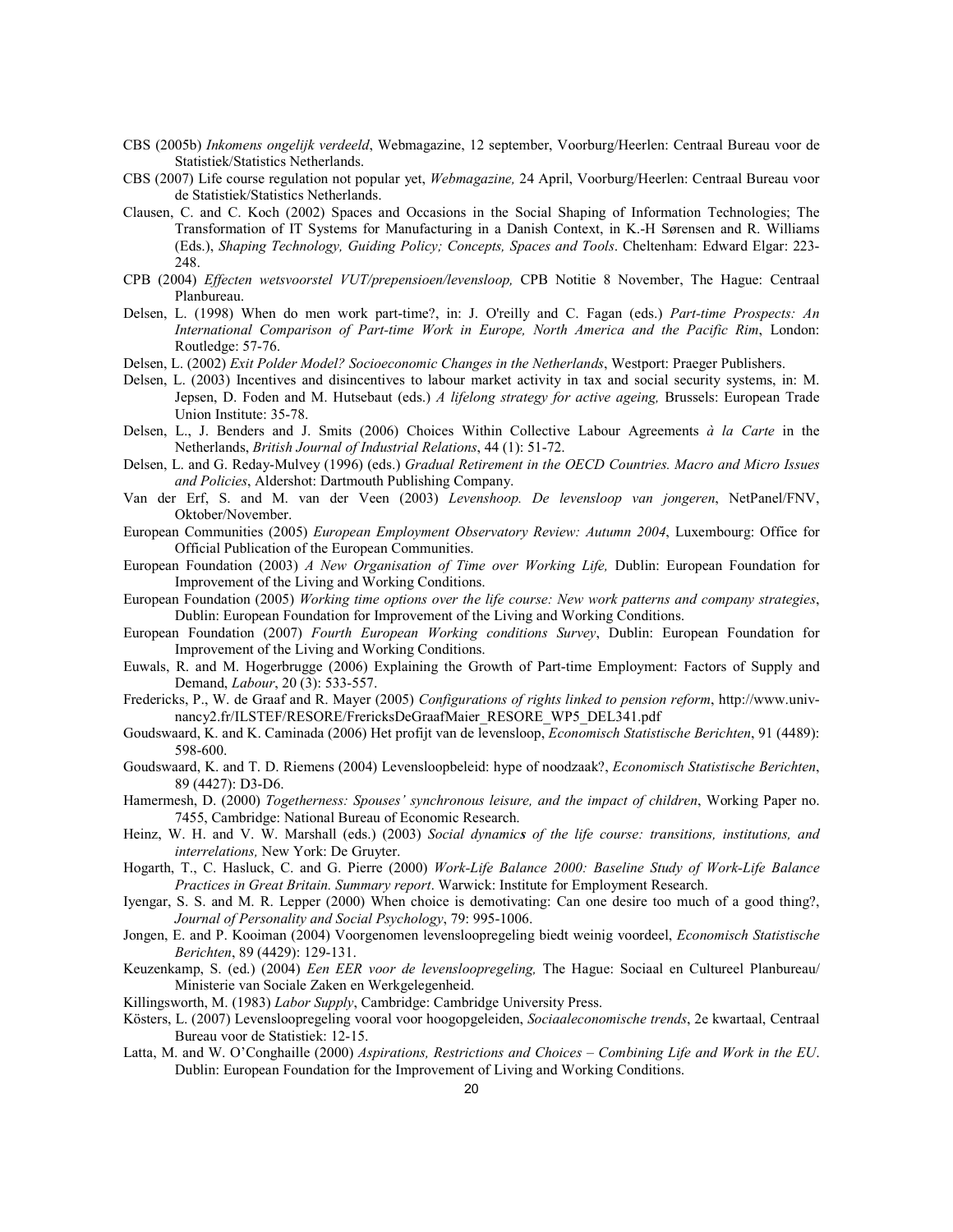CBS (2005b) *Inkomens ongelijk verdeeld*, Webmagazine, 12 september, Voorburg/Heerlen: Centraal Bureau voor de Statistiek/Statistics Netherlands.

CBS (2007) Life course regulation not popular yet, *Webmagazine,* 24 April, Voorburg/Heerlen: Centraal Bureau voor de Statistiek/Statistics Netherlands.

Clausen, C. and C. Koch (2002) Spaces and Occasions in the Social Shaping of Information Technologies; The Transformation of IT Systems for Manufacturing in a Danish Context, in K.-H Sørensen and R. Williams (Eds.), *Shaping Technology, Guiding Policy; Concepts, Spaces and Tools*. Cheltenham: Edward Elgar: 223-248.

CPB (2004) *Effecten wetsvoorstel VUT/prepensioen/levensloop,* CPB Notitie 8 November, The Hague: Centraal Planbureau.

Delsen, L. (1998) When do men work part-time?, in: J. O'reilly and C. Fagan (eds.) *Part-time Prospects: An International Comparison of Part-time Work in Europe, North America and the Pacific Rim*, London: Routledge: 57-76.

Delsen, L. (2002) *Exit Polder Model? Socioeconomic Changes in the Netherlands*, Westport: Praeger Publishers.

Delsen, L. (2003) Incentives and disincentives to labour market activity in tax and social security systems, in: M. Jepsen, D. Foden and M. Hutsebaut (eds.) *A lifelong strategy for active ageing,* Brussels: European Trade Union Institute: 35-78.

Delsen, L., J. Benders and J. Smits (2006) Choices Within Collective Labour Agreements *à la Carte* in the Netherlands, *British Journal of Industrial Relations*, 44 (1): 51-72.

Delsen, L. and G. Reday-Mulvey (1996) (eds.) *Gradual Retirement in the OECD Countries. Macro and Micro Issues and Policies*, Aldershot: Dartmouth Publishing Company.

Van der Erf, S. and M. van der Veen (2003) *Levenshoop. De levensloop van jongeren*, NetPanel/FNV, Oktober/November.

European Communities (2005) *European Employment Observatory Review: Autumn 2004*, Luxembourg: Office for Official Publication of the European Communities.

European Foundation (2003) *A New Organisation of Time over Working Life,* Dublin: European Foundation for Improvement of the Living and Working Conditions.

European Foundation (2005) *Working time options over the life course: New work patterns and company strategies*, Dublin: European Foundation for Improvement of the Living and Working Conditions.

European Foundation (2007) *Fourth European Working conditions Survey*, Dublin: European Foundation for Improvement of the Living and Working Conditions.

Euwals, R. and M. Hogerbrugge (2006) Explaining the Growth of Part-time Employment: Factors of Supply and Demand, *Labour*, 20 (3): 533-557.

Fredericks, P., W. de Graaf and R. Mayer (2005) *Configurations of rights linked to pension reform*, http://www.univ-nancy2.fr/ILSTEF/RESORE/FrericksDeGraafMaier_RESORE_WP5_DEL341.pdf

Goudswaard, K. and K. Caminada (2006) Het profijt van de levensloop, *Economisch Statistische Berichten*, 91 (4489): 598-600.

Goudswaard, K. and T. D. Riemens (2004) Levensloopbeleid: hype of noodzaak?, *Economisch Statistische Berichten*, 89 (4427): D3-D6.

Hamermesh, D. (2000) *Togetherness: Spouses' synchronous leisure, and the impact of children*, Working Paper no. 7455, Cambridge: National Bureau of Economic Research.

Heinz, W. H. and V. W. Marshall (eds.) (2003) *Social dynamics of the life course: transitions, institutions, and interrelations,* New York: De Gruyter.

Hogarth, T., C. Hasluck, C. and G. Pierre (2000) *Work-Life Balance 2000: Baseline Study of Work-Life Balance Practices in Great Britain. Summary report*. Warwick: Institute for Employment Research.

Iyengar, S. S. and M. R. Lepper (2000) When choice is demotivating: Can one desire too much of a good thing?, *Journal of Personality and Social Psychology*, 79: 995-1006.

Jongen, E. and P. Kooiman (2004) Voorgenomen levensloopregeling biedt weinig voordeel, *Economisch Statistische Berichten*, 89 (4429): 129-131.

Keuzenkamp, S. (ed.) (2004) *Een EER voor de levensloopregeling,* The Hague: Sociaal en Cultureel Planbureau/ Ministerie van Sociale Zaken en Werkgelegenheid.

Killingsworth, M. (1983) *Labor Supply*, Cambridge: Cambridge University Press.

Kösters, L. (2007) Levensloopregeling vooral voor hoogopgeleiden, *Sociaaleconomische trends*, 2e kwartaal, Centraal Bureau voor de Statistiek: 12-15.

Latta, M. and W. O'Conghaille (2000) *Aspirations, Restrictions and Choices – Combining Life and Work in the EU*. Dublin: European Foundation for the Improvement of Living and Working Conditions.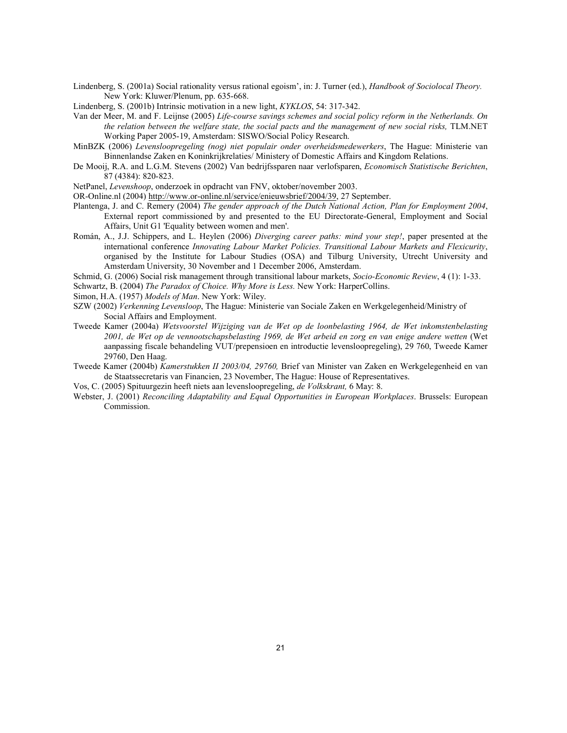Lindenberg, S. (2001a) Social rationality versus rational egoism', in: J. Turner (ed.), *Handbook of Sociolocal Theory.* New York: Kluwer/Plenum, pp. 635-668.

Lindenberg, S. (2001b) Intrinsic motivation in a new light, *KYKLOS*, 54: 317-342.

Van der Meer, M. and F. Leijnse (2005) *Life-course savings schemes and social policy reform in the Netherlands. On the relation between the welfare state, the social pacts and the management of new social risks,* TLM.NET Working Paper 2005-19, Amsterdam: SISWO/Social Policy Research.

MinBZK (2006) *Levensloopregeling (nog) niet populair onder overheidsmedewerkers*, The Hague: Ministerie van Binnenlandse Zaken en Koninkrijkrelaties/ Ministery of Domestic Affairs and Kingdom Relations.

De Mooij, R.A. and L.G.M. Stevens (2002) Van bedrijfssparen naar verlofsparen, *Economisch Statistische Berichten*, 87 (4384): 820-823.

NetPanel, *Levenshoop*, onderzoek in opdracht van FNV, oktober/november 2003.

OR-Online.nl (2004) http://www.or-online.nl/service/enieuwsbrief/2004/39, 27 September.

Plantenga, J. and C. Remery (2004) *The gender approach of the Dutch National Action, Plan for Employment 2004*, External report commissioned by and presented to the EU Directorate-General, Employment and Social Affairs, Unit G1 'Equality between women and men'.

Román, A., J.J. Schippers, and L. Heylen (2006) *Diverging career paths: mind your step!*, paper presented at the international conference *Innovating Labour Market Policies. Transitional Labour Markets and Flexicurity*, organised by the Institute for Labour Studies (OSA) and Tilburg University, Utrecht University and Amsterdam University, 30 November and 1 December 2006, Amsterdam.

Schmid, G. (2006) Social risk management through transitional labour markets, *Socio-Economic Review*, 4 (1): 1-33.

Schwartz, B. (2004) *The Paradox of Choice. Why More is Less.* New York: HarperCollins.

Simon, H.A. (1957) *Models of Man*. New York: Wiley.

SZW (2002) *Verkenning Levensloop*, The Hague: Ministerie van Sociale Zaken en Werkgelegenheid/Ministry of Social Affairs and Employment.

Tweede Kamer (2004a) *Wetsvoorstel Wijziging van de Wet op de loonbelasting 1964, de Wet inkomstenbelasting 2001, de Wet op de vennootschapsbelasting 1969, de Wet arbeid en zorg en van enige andere wetten* (Wet aanpassing fiscale behandeling VUT/prepensioen en introductie levensloopregeling), 29 760, Tweede Kamer 29760, Den Haag.

Tweede Kamer (2004b) *Kamerstukken II 2003/04, 29760,* Brief van Minister van Zaken en Werkgelegenheid en van de Staatssecretaris van Financien, 23 November, The Hague: House of Representatives.

Vos, C. (2005) Spituurgezin heeft niets aan levensloopregeling, *de Volkskrant,* 6 May: 8.

Webster, J. (2001) *Reconciling Adaptability and Equal Opportunities in European Workplaces*. Brussels: European Commission.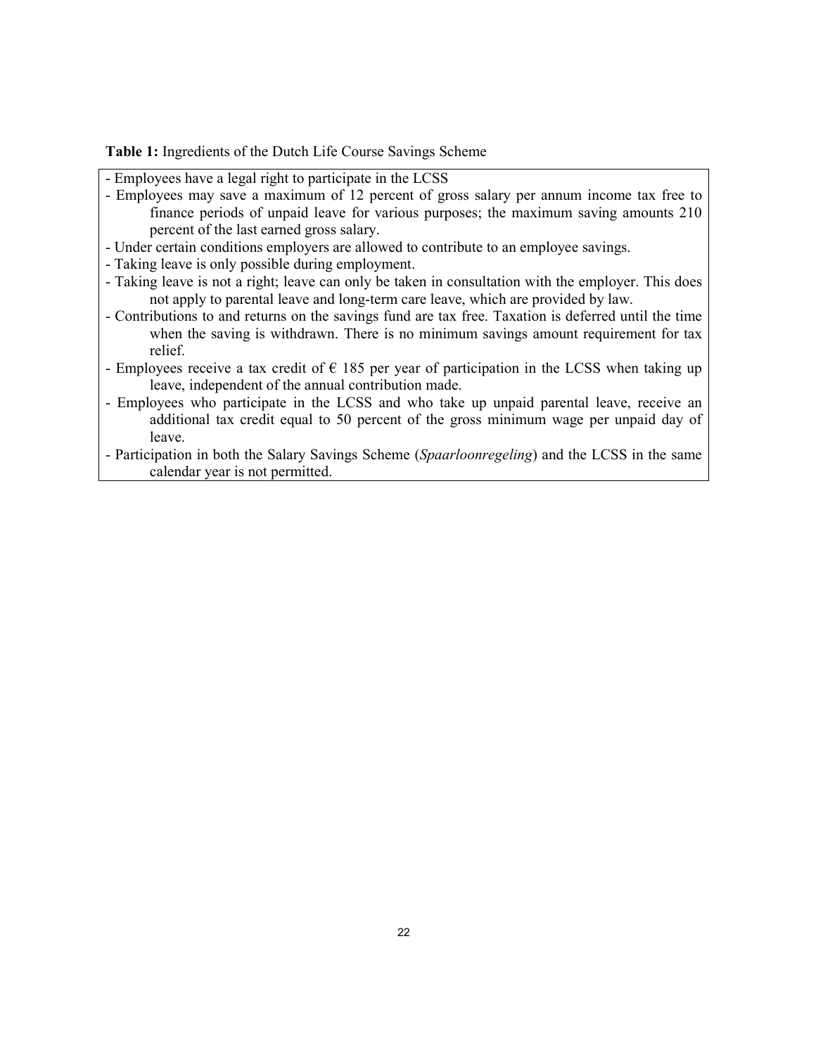**Table 1:** Ingredients of the Dutch Life Course Savings Scheme

- Employees have a legal right to participate in the LCSS
- Employees may save a maximum of 12 percent of gross salary per annum income tax free to finance periods of unpaid leave for various purposes; the maximum saving amounts 210 percent of the last earned gross salary.
- Under certain conditions employers are allowed to contribute to an employee savings.
- Taking leave is only possible during employment.
- Taking leave is not a right; leave can only be taken in consultation with the employer. This does not apply to parental leave and long-term care leave, which are provided by law.
- Contributions to and returns on the savings fund are tax free. Taxation is deferred until the time when the saving is withdrawn. There is no minimum savings amount requirement for tax relief.
- Employees receive a tax credit of € 185 per year of participation in the LCSS when taking up leave, independent of the annual contribution made.
- Employees who participate in the LCSS and who take up unpaid parental leave, receive an additional tax credit equal to 50 percent of the gross minimum wage per unpaid day of leave.
- Participation in both the Salary Savings Scheme (*Spaarloonregeling*) and the LCSS in the same calendar year is not permitted.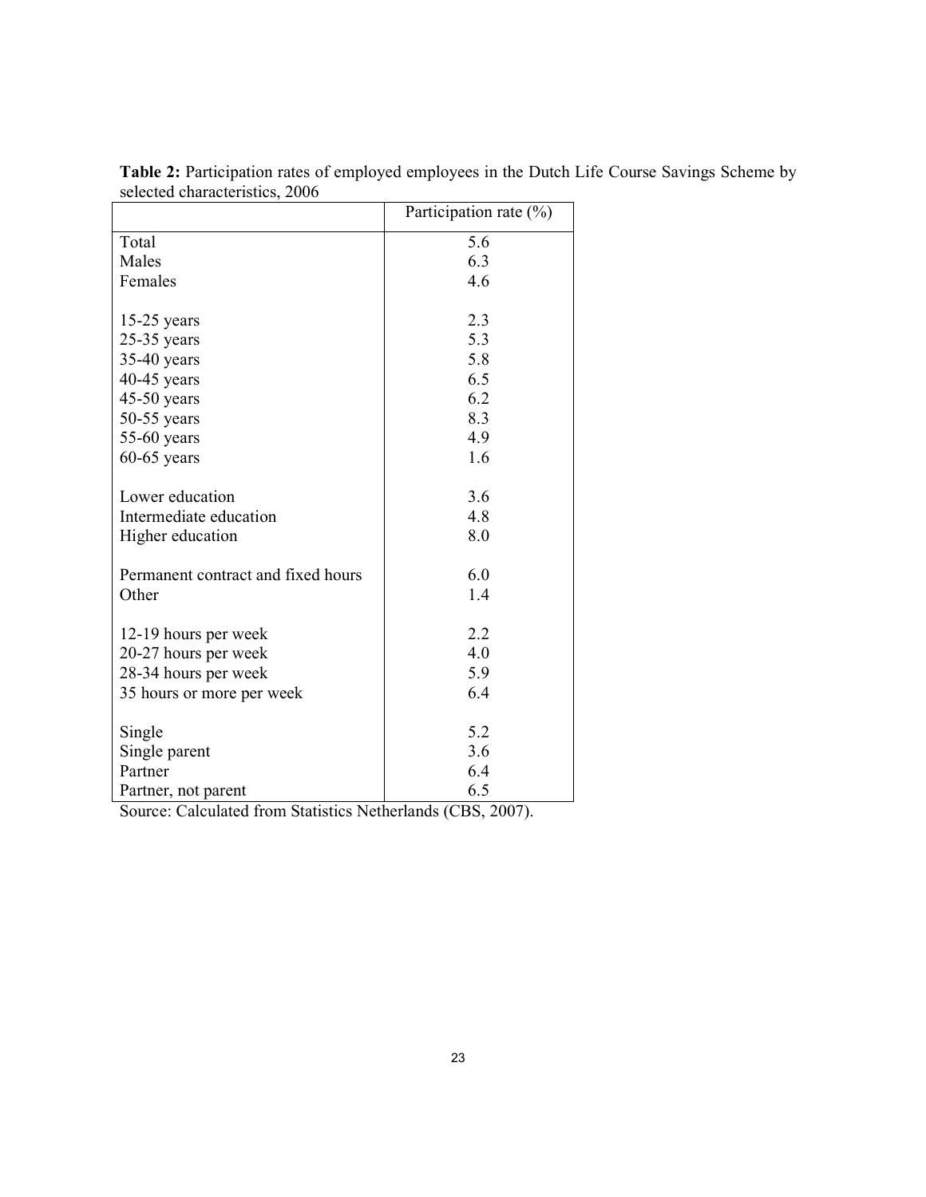**Table 2:** Participation rates of employed employees in the Dutch Life Course Savings Scheme by selected characteristics, 2006

| | Participation rate (%) |
|---|---|
| Total | 5.6 |
| Males | 6.3 |
| Females | 4.6 |
| | |
| 15-25 years | 2.3 |
| 25-35 years | 5.3 |
| 35-40 years | 5.8 |
| 40-45 years | 6.5 |
| 45-50 years | 6.2 |
| 50-55 years | 8.3 |
| 55-60 years | 4.9 |
| 60-65 years | 1.6 |
| | |
| Lower education | 3.6 |
| Intermediate education | 4.8 |
| Higher education | 8.0 |
| | |
| Permanent contract and fixed hours | 6.0 |
| Other | 1.4 |
| | |
| 12-19 hours per week | 2.2 |
| 20-27 hours per week | 4.0 |
| 28-34 hours per week | 5.9 |
| 35 hours or more per week | 6.4 |
| | |
| Single | 5.2 |
| Single parent | 3.6 |
| Partner | 6.4 |
| Partner, not parent | 6.5 |

Source: Calculated from Statistics Netherlands (CBS, 2007).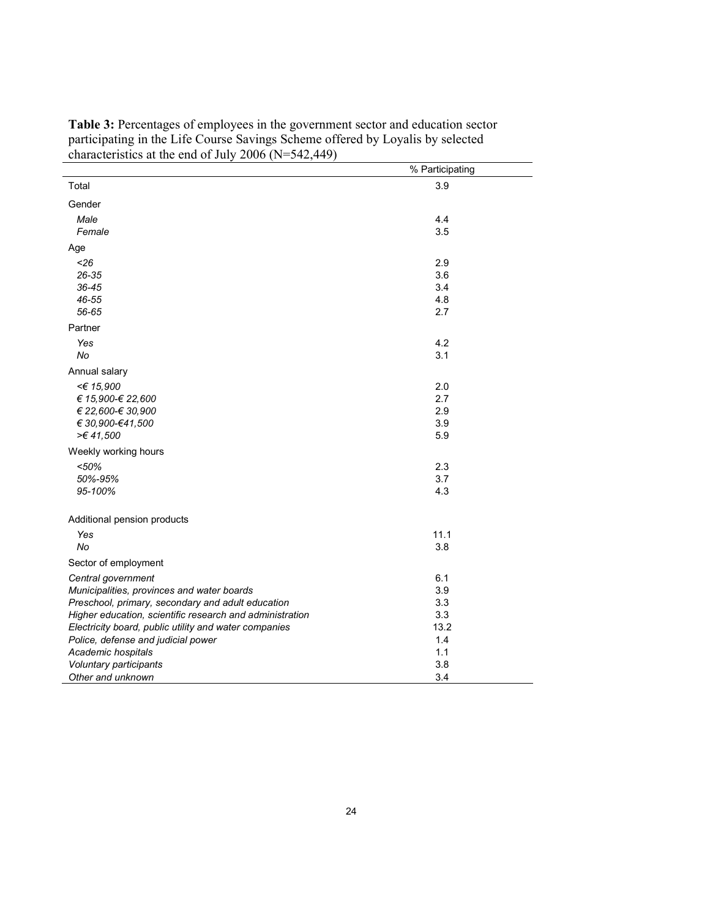**Table 3:** Percentages of employees in the government sector and education sector participating in the Life Course Savings Scheme offered by Loyalis by selected characteristics at the end of July 2006 (N=542,449)

| | % Participating |
|---|---|
| Total | 3.9 |
| Gender | |
| *Male* | 4.4 |
| *Female* | 3.5 |
| Age | |
| *<26* | 2.9 |
| *26-35* | 3.6 |
| *36-45* | 3.4 |
| *46-55* | 4.8 |
| *56-65* | 2.7 |
| Partner | |
| *Yes* | 4.2 |
| *No* | 3.1 |
| Annual salary | |
| *<€ 15,900* | 2.0 |
| *€ 15,900-€ 22,600* | 2.7 |
| *€ 22,600-€ 30,900* | 2.9 |
| *€ 30,900-€41,500* | 3.9 |
| *>€ 41,500* | 5.9 |
| Weekly working hours | |
| *<50%* | 2.3 |
| *50%-95%* | 3.7 |
| *95-100%* | 4.3 |
| Additional pension products | |
| *Yes* | 11.1 |
| *No* | 3.8 |
| Sector of employment | |
| *Central government* | 6.1 |
| *Municipalities, provinces and water boards* | 3.9 |
| *Preschool, primary, secondary and adult education* | 3.3 |
| *Higher education, scientific research and administration* | 3.3 |
| *Electricity board, public utility and water companies* | 13.2 |
| *Police, defense and judicial power* | 1.4 |
| *Academic hospitals* | 1.1 |
| *Voluntary participants* | 3.8 |
| *Other and unknown* | 3.4 |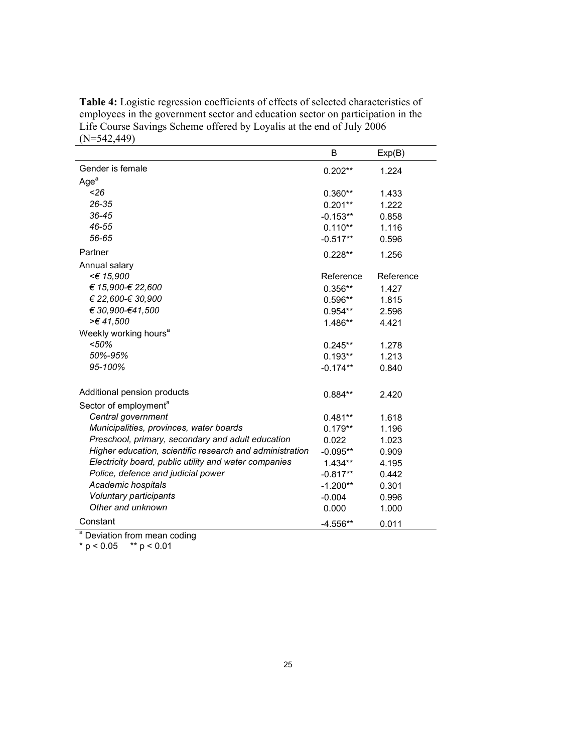**Table 4:** Logistic regression coefficients of effects of selected characteristics of employees in the government sector and education sector on participation in the Life Course Savings Scheme offered by Loyalis at the end of July 2006 (N=542,449)

| | B | Exp(B) |
|---|---|---|
| Gender is female | 0.202** | 1.224 |
| Age[a] | | |
| *<26* | 0.360** | 1.433 |
| *26-35* | 0.201** | 1.222 |
| *36-45* | -0.153** | 0.858 |
| *46-55* | 0.110** | 1.116 |
| *56-65* | -0.517** | 0.596 |
| Partner | 0.228** | 1.256 |
| Annual salary | | |
| *<€ 15,900* | Reference | Reference |
| *€ 15,900-€ 22,600* | 0.356** | 1.427 |
| *€ 22,600-€ 30,900* | 0.596** | 1.815 |
| *€ 30,900-€41,500* | 0.954** | 2.596 |
| *>€ 41,500* | 1.486** | 4.421 |
| Weekly working hours[a] | | |
| *<50%* | 0.245** | 1.278 |
| *50%-95%* | 0.193** | 1.213 |
| *95-100%* | -0.174** | 0.840 |
| Additional pension products | 0.884** | 2.420 |
| Sector of employment[a] | | |
| *Central government* | 0.481** | 1.618 |
| *Municipalities, provinces, water boards* | 0.179** | 1.196 |
| *Preschool, primary, secondary and adult education* | 0.022 | 1.023 |
| *Higher education, scientific research and administration* | -0.095** | 0.909 |
| *Electricity board, public utility and water companies* | 1.434** | 4.195 |
| *Police, defence and judicial power* | -0.817** | 0.442 |
| *Academic hospitals* | -1.200** | 0.301 |
| *Voluntary participants* | -0.004 | 0.996 |
| *Other and unknown* | 0.000 | 1.000 |
| Constant | -4.556** | 0.011 |

[a] Deviation from mean coding

* $p < 0.05$ ** $p < 0.01$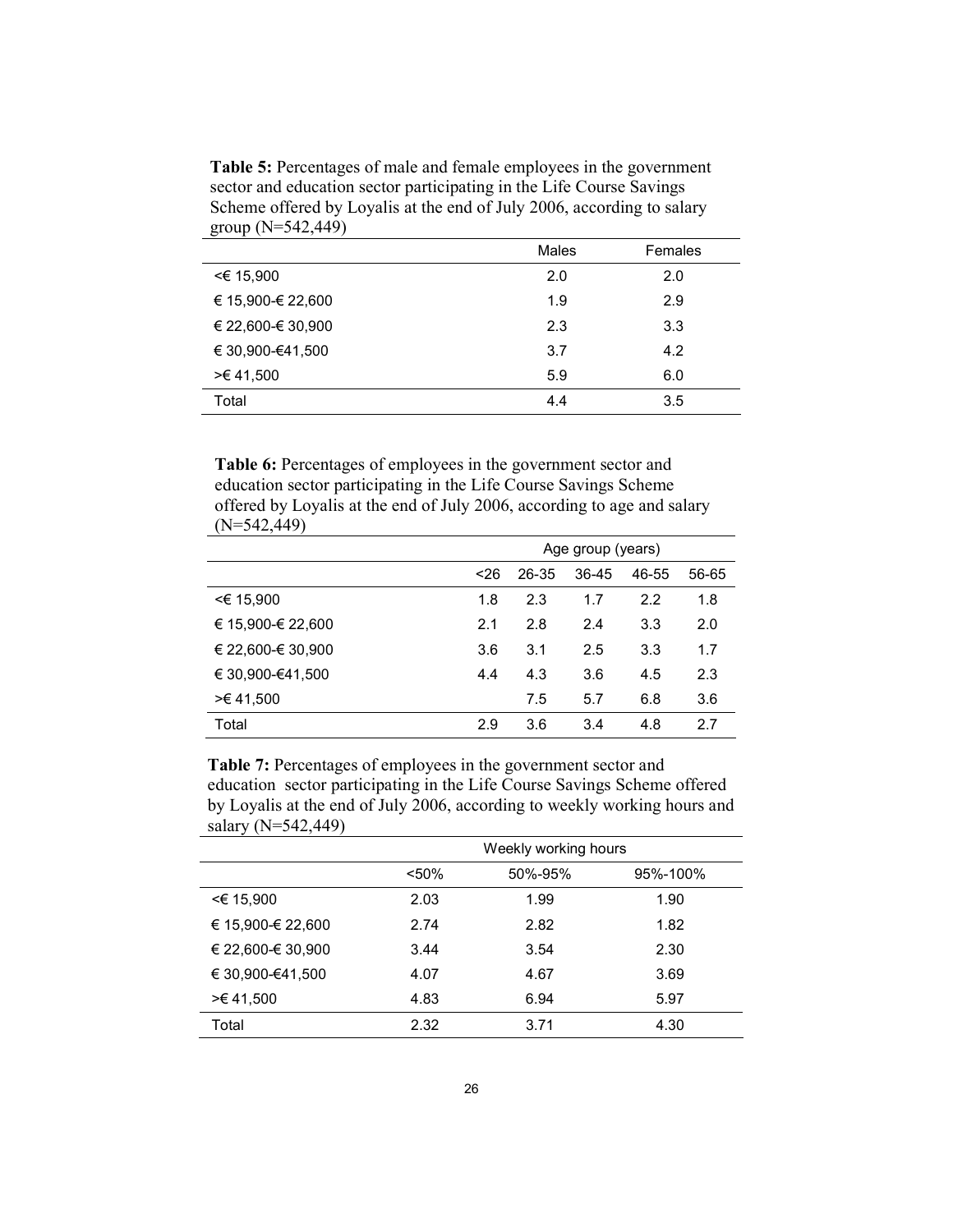**Table 5:** Percentages of male and female employees in the government sector and education sector participating in the Life Course Savings Scheme offered by Loyalis at the end of July 2006, according to salary group (N=542,449)

| | Males | Females |
|---|---|---|
| <€ 15,900 | 2.0 | 2.0 |
| € 15,900-€ 22,600 | 1.9 | 2.9 |
| € 22,600-€ 30,900 | 2.3 | 3.3 |
| € 30,900-€41,500 | 3.7 | 4.2 |
| >€ 41,500 | 5.9 | 6.0 |
| Total | 4.4 | 3.5 |

**Table 6:** Percentages of employees in the government sector and education sector participating in the Life Course Savings Scheme offered by Loyalis at the end of July 2006, according to age and salary (N=542,449)

| | Age group (years) | | | | |
|---|---|---|---|---|---|
| | <26 | 26-35 | 36-45 | 46-55 | 56-65 |
| <€ 15,900 | 1.8 | 2.3 | 1.7 | 2.2 | 1.8 |
| € 15,900-€ 22,600 | 2.1 | 2.8 | 2.4 | 3.3 | 2.0 |
| € 22,600-€ 30,900 | 3.6 | 3.1 | 2.5 | 3.3 | 1.7 |
| € 30,900-€41,500 | 4.4 | 4.3 | 3.6 | 4.5 | 2.3 |
| >€ 41,500 | | 7.5 | 5.7 | 6.8 | 3.6 |
| Total | 2.9 | 3.6 | 3.4 | 4.8 | 2.7 |

**Table 7:** Percentages of employees in the government sector and education sector participating in the Life Course Savings Scheme offered by Loyalis at the end of July 2006, according to weekly working hours and salary (N=542,449)

| | Weekly working hours | | |
|---|---|---|---|
| | <50% | 50%-95% | 95%-100% |
| <€ 15,900 | 2.03 | 1.99 | 1.90 |
| € 15,900-€ 22,600 | 2.74 | 2.82 | 1.82 |
| € 22,600-€ 30,900 | 3.44 | 3.54 | 2.30 |
| € 30,900-€41,500 | 4.07 | 4.67 | 3.69 |
| >€ 41,500 | 4.83 | 6.94 | 5.97 |
| Total | 2.32 | 3.71 | 4.30 |